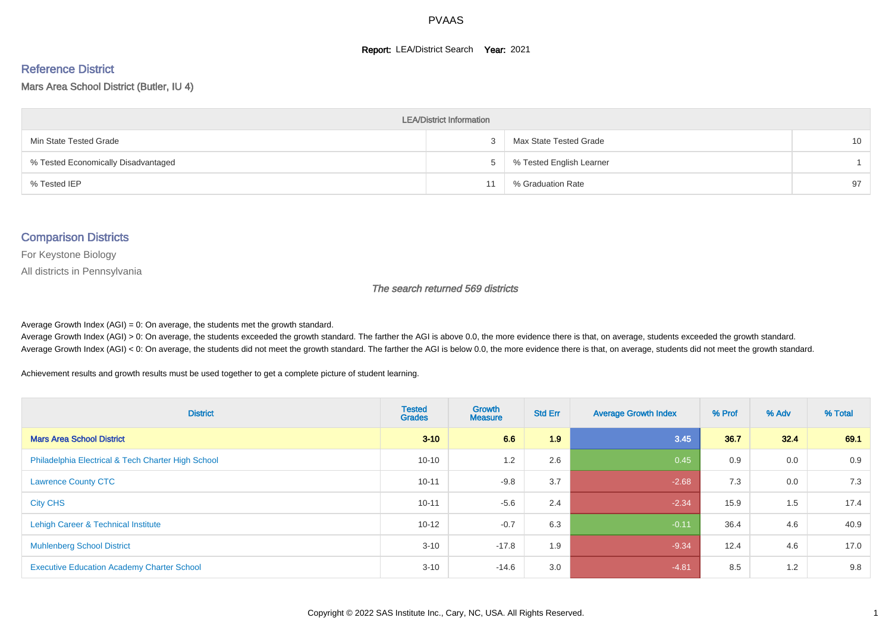# PVAAS

**Report:** LEA/District Search **Year:** 2021

## Reference District

Mars Area School District (Butler, IU 4)

| LEA/District Information | | | |
|---|---|---|---|
| Min State Tested Grade | 3 | Max State Tested Grade | 10 |
| % Tested Economically Disadvantaged | 5 | % Tested English Learner | 1 |
| % Tested IEP | 11 | % Graduation Rate | 97 |

## Comparison Districts

For Keystone Biology

All districts in Pennsylvania

*The search returned 569 districts*

Average Growth Index (AGI) = 0: On average, the students met the growth standard.
Average Growth Index (AGI) > 0: On average, the students exceeded the growth standard. The farther the AGI is above 0.0, the more evidence there is that, on average, students exceeded the growth standard.
Average Growth Index (AGI) < 0: On average, the students did not meet the growth standard. The farther the AGI is below 0.0, the more evidence there is that, on average, students did not meet the growth standard.

Achievement results and growth results must be used together to get a complete picture of student learning.

| District | Tested Grades | Growth Measure | Std Err | Average Growth Index | % Prof | % Adv | % Total |
|---|---|---|---|---|---|---|---|
| **Mars Area School District** | **3-10** | **6.6** | **1.9** | **3.45** | **36.7** | **32.4** | **69.1** |
| Philadelphia Electrical & Tech Charter High School | 10-10 | 1.2 | 2.6 | 0.45 | 0.9 | 0.0 | 0.9 |
| Lawrence County CTC | 10-11 | -9.8 | 3.7 | -2.68 | 7.3 | 0.0 | 7.3 |
| City CHS | 10-11 | -5.6 | 2.4 | -2.34 | 15.9 | 1.5 | 17.4 |
| Lehigh Career & Technical Institute | 10-12 | -0.7 | 6.3 | -0.11 | 36.4 | 4.6 | 40.9 |
| Muhlenberg School District | 3-10 | -17.8 | 1.9 | -9.34 | 12.4 | 4.6 | 17.0 |
| Executive Education Academy Charter School | 3-10 | -14.6 | 3.0 | -4.81 | 8.5 | 1.2 | 9.8 |

Copyright © 2022 SAS Institute Inc., Cary, NC, USA. All Rights Reserved.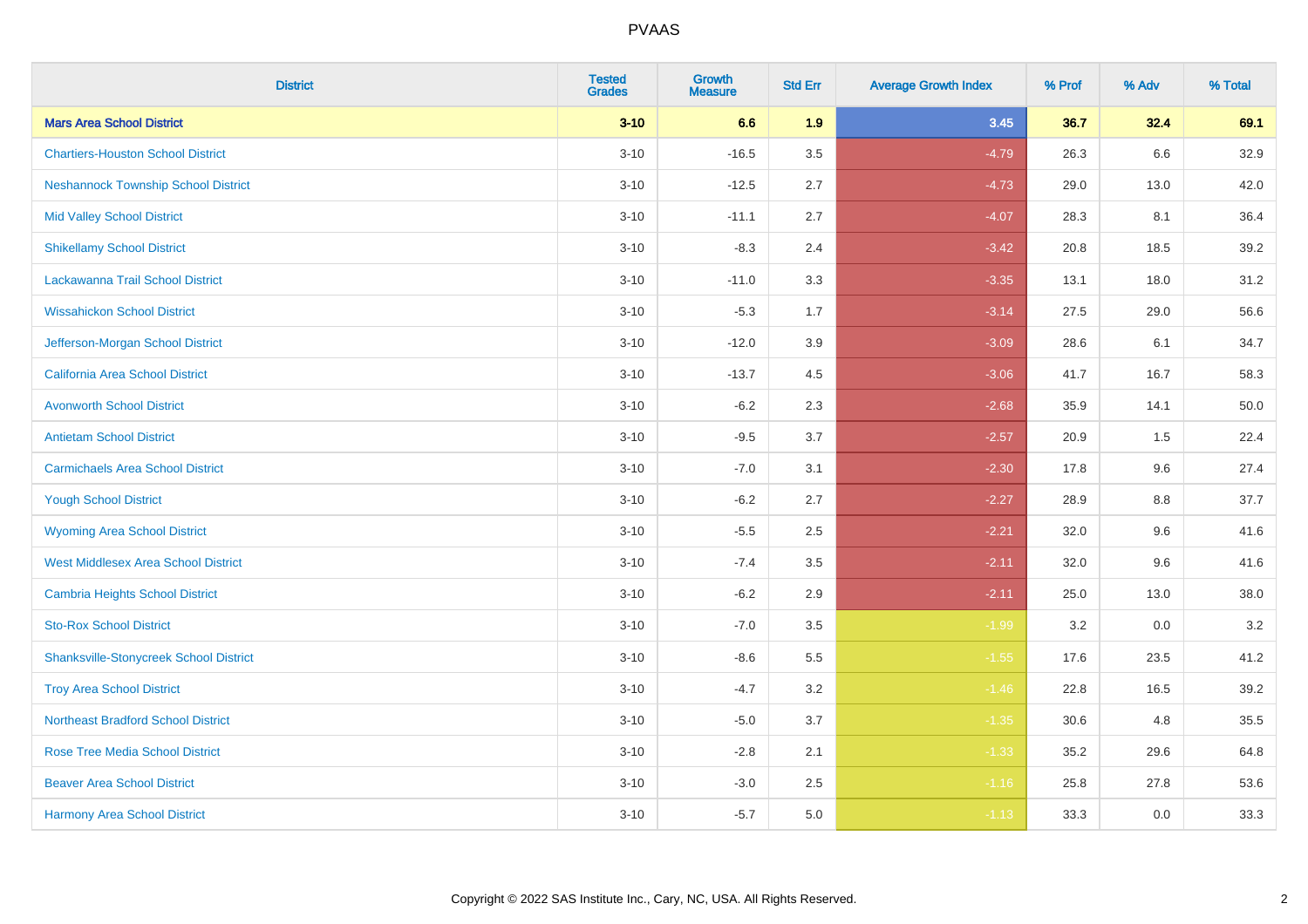PVAAS

| District | Tested Grades | Growth Measure | Std Err | Average Growth Index | % Prof | % Adv | % Total |
|---|---|---|---|---|---|---|---|
| **Mars Area School District** | **3-10** | **6.6** | **1.9** | **3.45** | **36.7** | **32.4** | **69.1** |
| Chartiers-Houston School District | 3-10 | -16.5 | 3.5 | -4.79 | 26.3 | 6.6 | 32.9 |
| Neshannock Township School District | 3-10 | -12.5 | 2.7 | -4.73 | 29.0 | 13.0 | 42.0 |
| Mid Valley School District | 3-10 | -11.1 | 2.7 | -4.07 | 28.3 | 8.1 | 36.4 |
| Shikellamy School District | 3-10 | -8.3 | 2.4 | -3.42 | 20.8 | 18.5 | 39.2 |
| Lackawanna Trail School District | 3-10 | -11.0 | 3.3 | -3.35 | 13.1 | 18.0 | 31.2 |
| Wissahickon School District | 3-10 | -5.3 | 1.7 | -3.14 | 27.5 | 29.0 | 56.6 |
| Jefferson-Morgan School District | 3-10 | -12.0 | 3.9 | -3.09 | 28.6 | 6.1 | 34.7 |
| California Area School District | 3-10 | -13.7 | 4.5 | -3.06 | 41.7 | 16.7 | 58.3 |
| Avonworth School District | 3-10 | -6.2 | 2.3 | -2.68 | 35.9 | 14.1 | 50.0 |
| Antietam School District | 3-10 | -9.5 | 3.7 | -2.57 | 20.9 | 1.5 | 22.4 |
| Carmichaels Area School District | 3-10 | -7.0 | 3.1 | -2.30 | 17.8 | 9.6 | 27.4 |
| Yough School District | 3-10 | -6.2 | 2.7 | -2.27 | 28.9 | 8.8 | 37.7 |
| Wyoming Area School District | 3-10 | -5.5 | 2.5 | -2.21 | 32.0 | 9.6 | 41.6 |
| West Middlesex Area School District | 3-10 | -7.4 | 3.5 | -2.11 | 32.0 | 9.6 | 41.6 |
| Cambria Heights School District | 3-10 | -6.2 | 2.9 | -2.11 | 25.0 | 13.0 | 38.0 |
| Sto-Rox School District | 3-10 | -7.0 | 3.5 | -1.99 | 3.2 | 0.0 | 3.2 |
| Shanksville-Stonycreek School District | 3-10 | -8.6 | 5.5 | -1.55 | 17.6 | 23.5 | 41.2 |
| Troy Area School District | 3-10 | -4.7 | 3.2 | -1.46 | 22.8 | 16.5 | 39.2 |
| Northeast Bradford School District | 3-10 | -5.0 | 3.7 | -1.35 | 30.6 | 4.8 | 35.5 |
| Rose Tree Media School District | 3-10 | -2.8 | 2.1 | -1.33 | 35.2 | 29.6 | 64.8 |
| Beaver Area School District | 3-10 | -3.0 | 2.5 | -1.16 | 25.8 | 27.8 | 53.6 |
| Harmony Area School District | 3-10 | -5.7 | 5.0 | -1.13 | 33.3 | 0.0 | 33.3 |

Copyright © 2022 SAS Institute Inc., Cary, NC, USA. All Rights Reserved.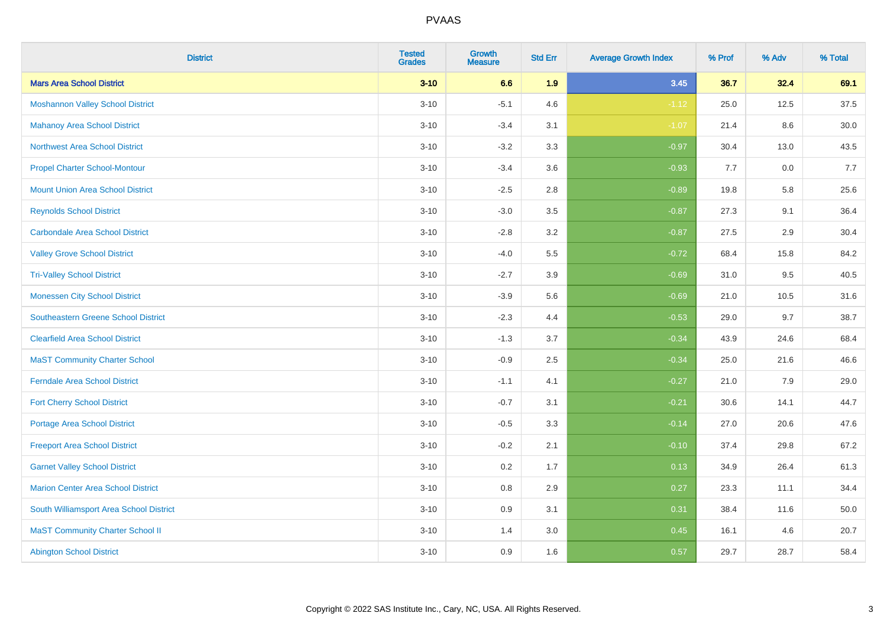| District | Tested Grades | Growth Measure | Std Err | Average Growth Index | % Prof | % Adv | % Total |
|---|---|---|---|---|---|---|---|
| **Mars Area School District** | **3-10** | **6.6** | **1.9** | **3.45** | **36.7** | **32.4** | **69.1** |
| Moshannon Valley School District | 3-10 | -5.1 | 4.6 | -1.12 | 25.0 | 12.5 | 37.5 |
| Mahanoy Area School District | 3-10 | -3.4 | 3.1 | -1.07 | 21.4 | 8.6 | 30.0 |
| Northwest Area School District | 3-10 | -3.2 | 3.3 | -0.97 | 30.4 | 13.0 | 43.5 |
| Propel Charter School-Montour | 3-10 | -3.4 | 3.6 | -0.93 | 7.7 | 0.0 | 7.7 |
| Mount Union Area School District | 3-10 | -2.5 | 2.8 | -0.89 | 19.8 | 5.8 | 25.6 |
| Reynolds School District | 3-10 | -3.0 | 3.5 | -0.87 | 27.3 | 9.1 | 36.4 |
| Carbondale Area School District | 3-10 | -2.8 | 3.2 | -0.87 | 27.5 | 2.9 | 30.4 |
| Valley Grove School District | 3-10 | -4.0 | 5.5 | -0.72 | 68.4 | 15.8 | 84.2 |
| Tri-Valley School District | 3-10 | -2.7 | 3.9 | -0.69 | 31.0 | 9.5 | 40.5 |
| Monessen City School District | 3-10 | -3.9 | 5.6 | -0.69 | 21.0 | 10.5 | 31.6 |
| Southeastern Greene School District | 3-10 | -2.3 | 4.4 | -0.53 | 29.0 | 9.7 | 38.7 |
| Clearfield Area School District | 3-10 | -1.3 | 3.7 | -0.34 | 43.9 | 24.6 | 68.4 |
| MaST Community Charter School | 3-10 | -0.9 | 2.5 | -0.34 | 25.0 | 21.6 | 46.6 |
| Ferndale Area School District | 3-10 | -1.1 | 4.1 | -0.27 | 21.0 | 7.9 | 29.0 |
| Fort Cherry School District | 3-10 | -0.7 | 3.1 | -0.21 | 30.6 | 14.1 | 44.7 |
| Portage Area School District | 3-10 | -0.5 | 3.3 | -0.14 | 27.0 | 20.6 | 47.6 |
| Freeport Area School District | 3-10 | -0.2 | 2.1 | -0.10 | 37.4 | 29.8 | 67.2 |
| Garnet Valley School District | 3-10 | 0.2 | 1.7 | 0.13 | 34.9 | 26.4 | 61.3 |
| Marion Center Area School District | 3-10 | 0.8 | 2.9 | 0.27 | 23.3 | 11.1 | 34.4 |
| South Williamsport Area School District | 3-10 | 0.9 | 3.1 | 0.31 | 38.4 | 11.6 | 50.0 |
| MaST Community Charter School II | 3-10 | 1.4 | 3.0 | 0.45 | 16.1 | 4.6 | 20.7 |
| Abington School District | 3-10 | 0.9 | 1.6 | 0.57 | 29.7 | 28.7 | 58.4 |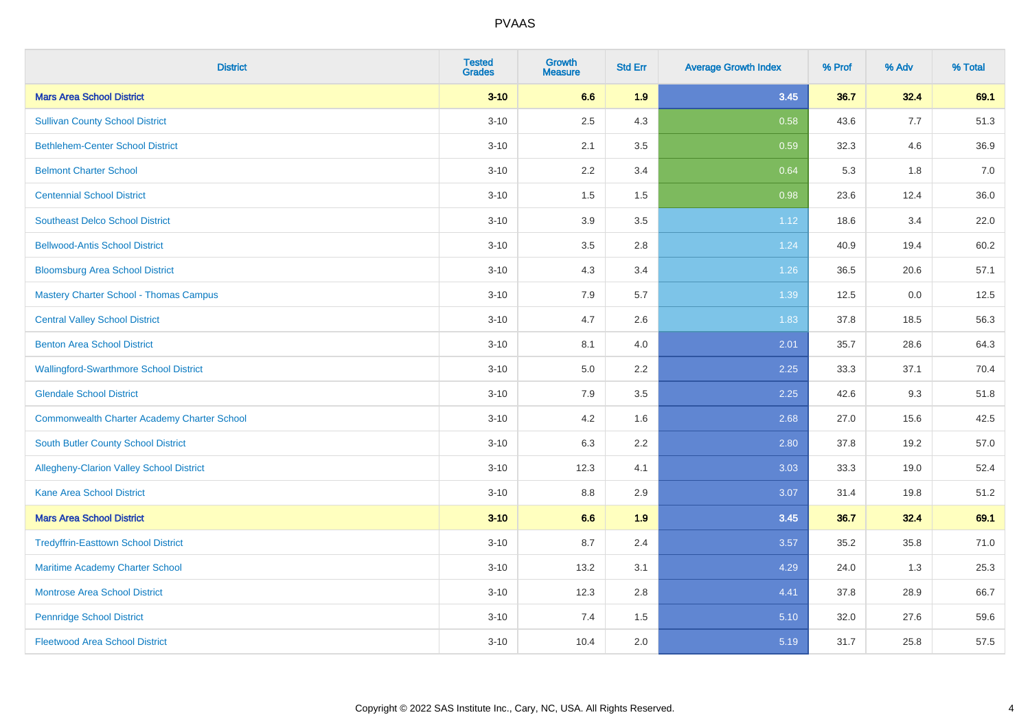# PVAAS

| District | Tested Grades | Growth Measure | Std Err | Average Growth Index | % Prof | % Adv | % Total |
|---|---|---|---|---|---|---|---|
| **Mars Area School District** | **3-10** | **6.6** | **1.9** | **3.45** | **36.7** | **32.4** | **69.1** |
| Sullivan County School District | 3-10 | 2.5 | 4.3 | 0.58 | 43.6 | 7.7 | 51.3 |
| Bethlehem-Center School District | 3-10 | 2.1 | 3.5 | 0.59 | 32.3 | 4.6 | 36.9 |
| Belmont Charter School | 3-10 | 2.2 | 3.4 | 0.64 | 5.3 | 1.8 | 7.0 |
| Centennial School District | 3-10 | 1.5 | 1.5 | 0.98 | 23.6 | 12.4 | 36.0 |
| Southeast Delco School District | 3-10 | 3.9 | 3.5 | 1.12 | 18.6 | 3.4 | 22.0 |
| Bellwood-Antis School District | 3-10 | 3.5 | 2.8 | 1.24 | 40.9 | 19.4 | 60.2 |
| Bloomsburg Area School District | 3-10 | 4.3 | 3.4 | 1.26 | 36.5 | 20.6 | 57.1 |
| Mastery Charter School - Thomas Campus | 3-10 | 7.9 | 5.7 | 1.39 | 12.5 | 0.0 | 12.5 |
| Central Valley School District | 3-10 | 4.7 | 2.6 | 1.83 | 37.8 | 18.5 | 56.3 |
| Benton Area School District | 3-10 | 8.1 | 4.0 | 2.01 | 35.7 | 28.6 | 64.3 |
| Wallingford-Swarthmore School District | 3-10 | 5.0 | 2.2 | 2.25 | 33.3 | 37.1 | 70.4 |
| Glendale School District | 3-10 | 7.9 | 3.5 | 2.25 | 42.6 | 9.3 | 51.8 |
| Commonwealth Charter Academy Charter School | 3-10 | 4.2 | 1.6 | 2.68 | 27.0 | 15.6 | 42.5 |
| South Butler County School District | 3-10 | 6.3 | 2.2 | 2.80 | 37.8 | 19.2 | 57.0 |
| Allegheny-Clarion Valley School District | 3-10 | 12.3 | 4.1 | 3.03 | 33.3 | 19.0 | 52.4 |
| Kane Area School District | 3-10 | 8.8 | 2.9 | 3.07 | 31.4 | 19.8 | 51.2 |
| **Mars Area School District** | **3-10** | **6.6** | **1.9** | **3.45** | **36.7** | **32.4** | **69.1** |
| Tredyffrin-Easttown School District | 3-10 | 8.7 | 2.4 | 3.57 | 35.2 | 35.8 | 71.0 |
| Maritime Academy Charter School | 3-10 | 13.2 | 3.1 | 4.29 | 24.0 | 1.3 | 25.3 |
| Montrose Area School District | 3-10 | 12.3 | 2.8 | 4.41 | 37.8 | 28.9 | 66.7 |
| Pennridge School District | 3-10 | 7.4 | 1.5 | 5.10 | 32.0 | 27.6 | 59.6 |
| Fleetwood Area School District | 3-10 | 10.4 | 2.0 | 5.19 | 31.7 | 25.8 | 57.5 |

Copyright © 2022 SAS Institute Inc., Cary, NC, USA. All Rights Reserved.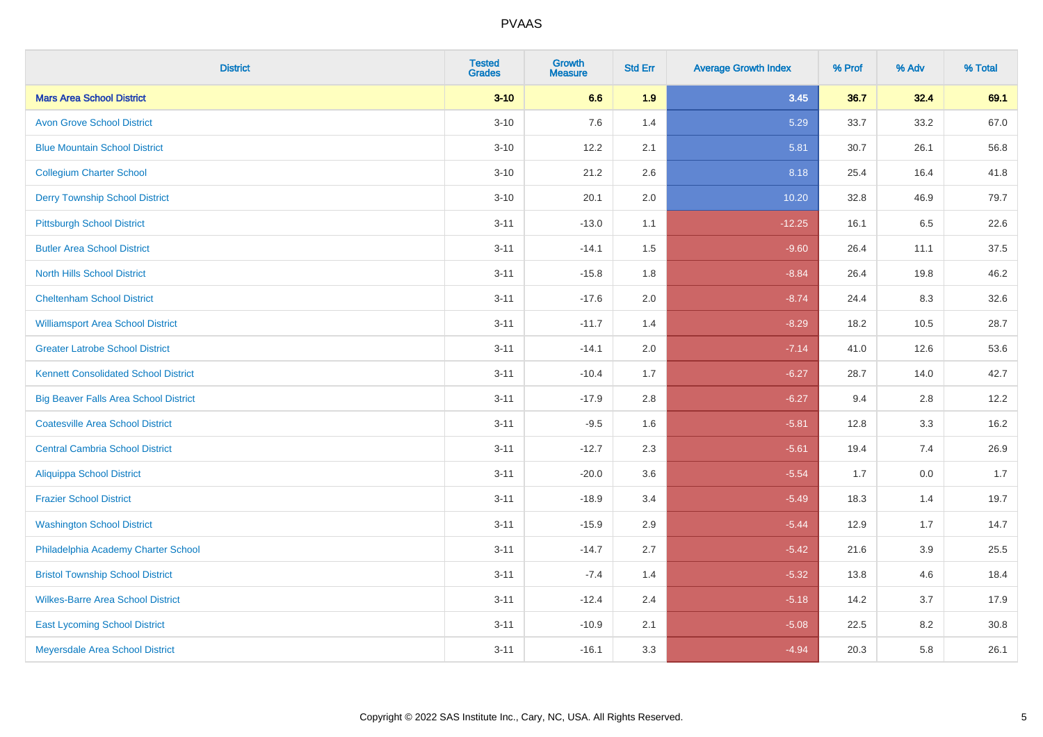# PVAAS

| District | Tested Grades | Growth Measure | Std Err | Average Growth Index | % Prof | % Adv | % Total |
|---|---|---|---|---|---|---|---|
| **Mars Area School District** | **3-10** | **6.6** | **1.9** | **3.45** | **36.7** | **32.4** | **69.1** |
| Avon Grove School District | 3-10 | 7.6 | 1.4 | 5.29 | 33.7 | 33.2 | 67.0 |
| Blue Mountain School District | 3-10 | 12.2 | 2.1 | 5.81 | 30.7 | 26.1 | 56.8 |
| Collegium Charter School | 3-10 | 21.2 | 2.6 | 8.18 | 25.4 | 16.4 | 41.8 |
| Derry Township School District | 3-10 | 20.1 | 2.0 | 10.20 | 32.8 | 46.9 | 79.7 |
| Pittsburgh School District | 3-11 | -13.0 | 1.1 | -12.25 | 16.1 | 6.5 | 22.6 |
| Butler Area School District | 3-11 | -14.1 | 1.5 | -9.60 | 26.4 | 11.1 | 37.5 |
| North Hills School District | 3-11 | -15.8 | 1.8 | -8.84 | 26.4 | 19.8 | 46.2 |
| Cheltenham School District | 3-11 | -17.6 | 2.0 | -8.74 | 24.4 | 8.3 | 32.6 |
| Williamsport Area School District | 3-11 | -11.7 | 1.4 | -8.29 | 18.2 | 10.5 | 28.7 |
| Greater Latrobe School District | 3-11 | -14.1 | 2.0 | -7.14 | 41.0 | 12.6 | 53.6 |
| Kennett Consolidated School District | 3-11 | -10.4 | 1.7 | -6.27 | 28.7 | 14.0 | 42.7 |
| Big Beaver Falls Area School District | 3-11 | -17.9 | 2.8 | -6.27 | 9.4 | 2.8 | 12.2 |
| Coatesville Area School District | 3-11 | -9.5 | 1.6 | -5.81 | 12.8 | 3.3 | 16.2 |
| Central Cambria School District | 3-11 | -12.7 | 2.3 | -5.61 | 19.4 | 7.4 | 26.9 |
| Aliquippa School District | 3-11 | -20.0 | 3.6 | -5.54 | 1.7 | 0.0 | 1.7 |
| Frazier School District | 3-11 | -18.9 | 3.4 | -5.49 | 18.3 | 1.4 | 19.7 |
| Washington School District | 3-11 | -15.9 | 2.9 | -5.44 | 12.9 | 1.7 | 14.7 |
| Philadelphia Academy Charter School | 3-11 | -14.7 | 2.7 | -5.42 | 21.6 | 3.9 | 25.5 |
| Bristol Township School District | 3-11 | -7.4 | 1.4 | -5.32 | 13.8 | 4.6 | 18.4 |
| Wilkes-Barre Area School District | 3-11 | -12.4 | 2.4 | -5.18 | 14.2 | 3.7 | 17.9 |
| East Lycoming School District | 3-11 | -10.9 | 2.1 | -5.08 | 22.5 | 8.2 | 30.8 |
| Meyersdale Area School District | 3-11 | -16.1 | 3.3 | -4.94 | 20.3 | 5.8 | 26.1 |

Copyright © 2022 SAS Institute Inc., Cary, NC, USA. All Rights Reserved.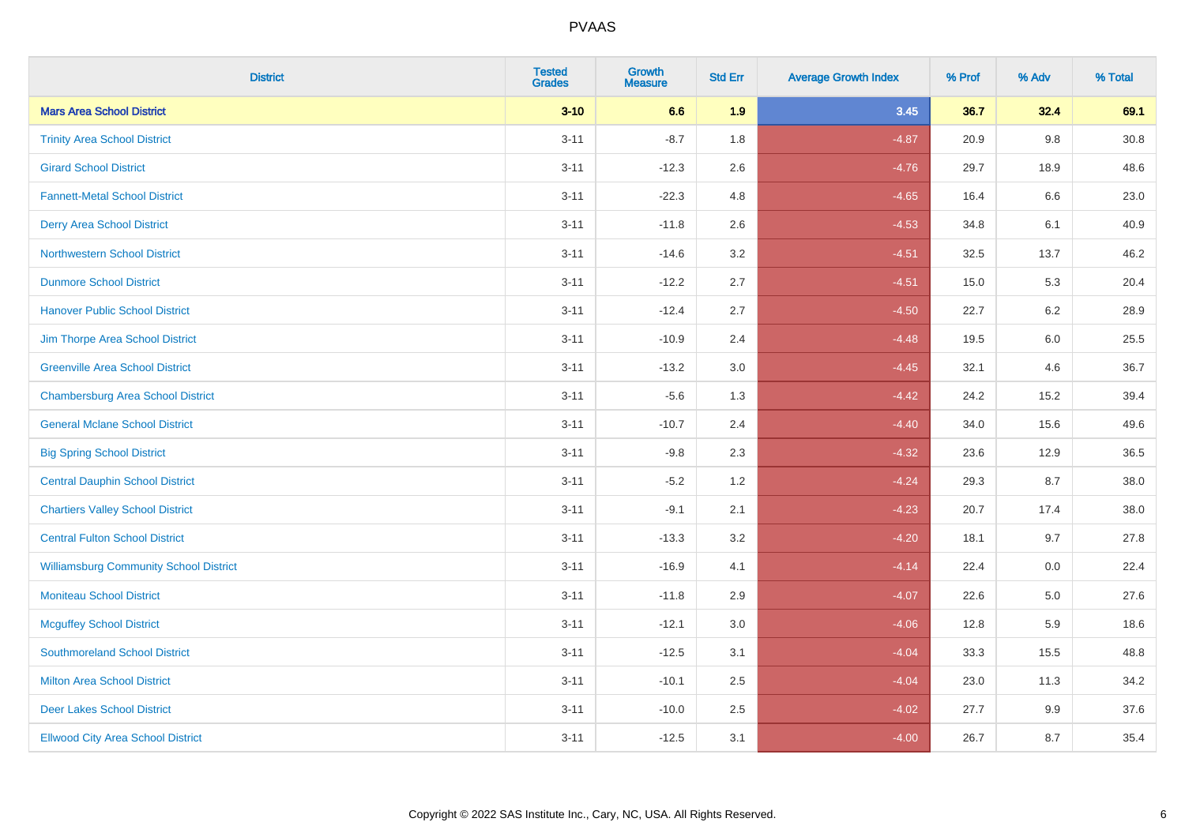# PVAAS

| District | Tested Grades | Growth Measure | Std Err | Average Growth Index | % Prof | % Adv | % Total |
|---|---|---|---|---|---|---|---|
| **Mars Area School District** | **3-10** | **6.6** | **1.9** | **3.45** | **36.7** | **32.4** | **69.1** |
| Trinity Area School District | 3-11 | -8.7 | 1.8 | -4.87 | 20.9 | 9.8 | 30.8 |
| Girard School District | 3-11 | -12.3 | 2.6 | -4.76 | 29.7 | 18.9 | 48.6 |
| Fannett-Metal School District | 3-11 | -22.3 | 4.8 | -4.65 | 16.4 | 6.6 | 23.0 |
| Derry Area School District | 3-11 | -11.8 | 2.6 | -4.53 | 34.8 | 6.1 | 40.9 |
| Northwestern School District | 3-11 | -14.6 | 3.2 | -4.51 | 32.5 | 13.7 | 46.2 |
| Dunmore School District | 3-11 | -12.2 | 2.7 | -4.51 | 15.0 | 5.3 | 20.4 |
| Hanover Public School District | 3-11 | -12.4 | 2.7 | -4.50 | 22.7 | 6.2 | 28.9 |
| Jim Thorpe Area School District | 3-11 | -10.9 | 2.4 | -4.48 | 19.5 | 6.0 | 25.5 |
| Greenville Area School District | 3-11 | -13.2 | 3.0 | -4.45 | 32.1 | 4.6 | 36.7 |
| Chambersburg Area School District | 3-11 | -5.6 | 1.3 | -4.42 | 24.2 | 15.2 | 39.4 |
| General Mclane School District | 3-11 | -10.7 | 2.4 | -4.40 | 34.0 | 15.6 | 49.6 |
| Big Spring School District | 3-11 | -9.8 | 2.3 | -4.32 | 23.6 | 12.9 | 36.5 |
| Central Dauphin School District | 3-11 | -5.2 | 1.2 | -4.24 | 29.3 | 8.7 | 38.0 |
| Chartiers Valley School District | 3-11 | -9.1 | 2.1 | -4.23 | 20.7 | 17.4 | 38.0 |
| Central Fulton School District | 3-11 | -13.3 | 3.2 | -4.20 | 18.1 | 9.7 | 27.8 |
| Williamsburg Community School District | 3-11 | -16.9 | 4.1 | -4.14 | 22.4 | 0.0 | 22.4 |
| Moniteau School District | 3-11 | -11.8 | 2.9 | -4.07 | 22.6 | 5.0 | 27.6 |
| Mcguffey School District | 3-11 | -12.1 | 3.0 | -4.06 | 12.8 | 5.9 | 18.6 |
| Southmoreland School District | 3-11 | -12.5 | 3.1 | -4.04 | 33.3 | 15.5 | 48.8 |
| Milton Area School District | 3-11 | -10.1 | 2.5 | -4.04 | 23.0 | 11.3 | 34.2 |
| Deer Lakes School District | 3-11 | -10.0 | 2.5 | -4.02 | 27.7 | 9.9 | 37.6 |
| Ellwood City Area School District | 3-11 | -12.5 | 3.1 | -4.00 | 26.7 | 8.7 | 35.4 |

Copyright © 2022 SAS Institute Inc., Cary, NC, USA. All Rights Reserved.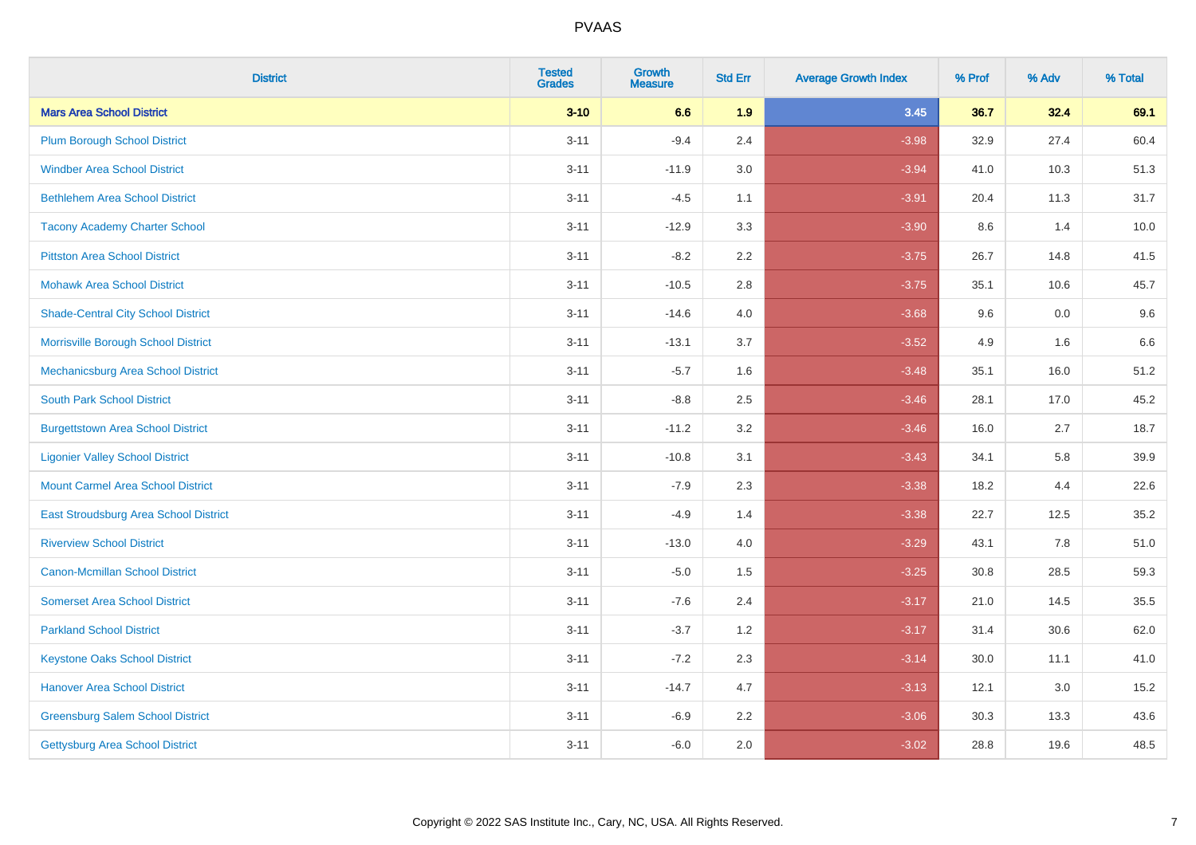# PVAAS

| District | Tested Grades | Growth Measure | Std Err | Average Growth Index | % Prof | % Adv | % Total |
|---|---|---|---|---|---|---|---|
| **Mars Area School District** | **3-10** | **6.6** | **1.9** | **3.45** | **36.7** | **32.4** | **69.1** |
| Plum Borough School District | 3-11 | -9.4 | 2.4 | -3.98 | 32.9 | 27.4 | 60.4 |
| Windber Area School District | 3-11 | -11.9 | 3.0 | -3.94 | 41.0 | 10.3 | 51.3 |
| Bethlehem Area School District | 3-11 | -4.5 | 1.1 | -3.91 | 20.4 | 11.3 | 31.7 |
| Tacony Academy Charter School | 3-11 | -12.9 | 3.3 | -3.90 | 8.6 | 1.4 | 10.0 |
| Pittston Area School District | 3-11 | -8.2 | 2.2 | -3.75 | 26.7 | 14.8 | 41.5 |
| Mohawk Area School District | 3-11 | -10.5 | 2.8 | -3.75 | 35.1 | 10.6 | 45.7 |
| Shade-Central City School District | 3-11 | -14.6 | 4.0 | -3.68 | 9.6 | 0.0 | 9.6 |
| Morrisville Borough School District | 3-11 | -13.1 | 3.7 | -3.52 | 4.9 | 1.6 | 6.6 |
| Mechanicsburg Area School District | 3-11 | -5.7 | 1.6 | -3.48 | 35.1 | 16.0 | 51.2 |
| South Park School District | 3-11 | -8.8 | 2.5 | -3.46 | 28.1 | 17.0 | 45.2 |
| Burgettstown Area School District | 3-11 | -11.2 | 3.2 | -3.46 | 16.0 | 2.7 | 18.7 |
| Ligonier Valley School District | 3-11 | -10.8 | 3.1 | -3.43 | 34.1 | 5.8 | 39.9 |
| Mount Carmel Area School District | 3-11 | -7.9 | 2.3 | -3.38 | 18.2 | 4.4 | 22.6 |
| East Stroudsburg Area School District | 3-11 | -4.9 | 1.4 | -3.38 | 22.7 | 12.5 | 35.2 |
| Riverview School District | 3-11 | -13.0 | 4.0 | -3.29 | 43.1 | 7.8 | 51.0 |
| Canon-Mcmillan School District | 3-11 | -5.0 | 1.5 | -3.25 | 30.8 | 28.5 | 59.3 |
| Somerset Area School District | 3-11 | -7.6 | 2.4 | -3.17 | 21.0 | 14.5 | 35.5 |
| Parkland School District | 3-11 | -3.7 | 1.2 | -3.17 | 31.4 | 30.6 | 62.0 |
| Keystone Oaks School District | 3-11 | -7.2 | 2.3 | -3.14 | 30.0 | 11.1 | 41.0 |
| Hanover Area School District | 3-11 | -14.7 | 4.7 | -3.13 | 12.1 | 3.0 | 15.2 |
| Greensburg Salem School District | 3-11 | -6.9 | 2.2 | -3.06 | 30.3 | 13.3 | 43.6 |
| Gettysburg Area School District | 3-11 | -6.0 | 2.0 | -3.02 | 28.8 | 19.6 | 48.5 |

Copyright © 2022 SAS Institute Inc., Cary, NC, USA. All Rights Reserved.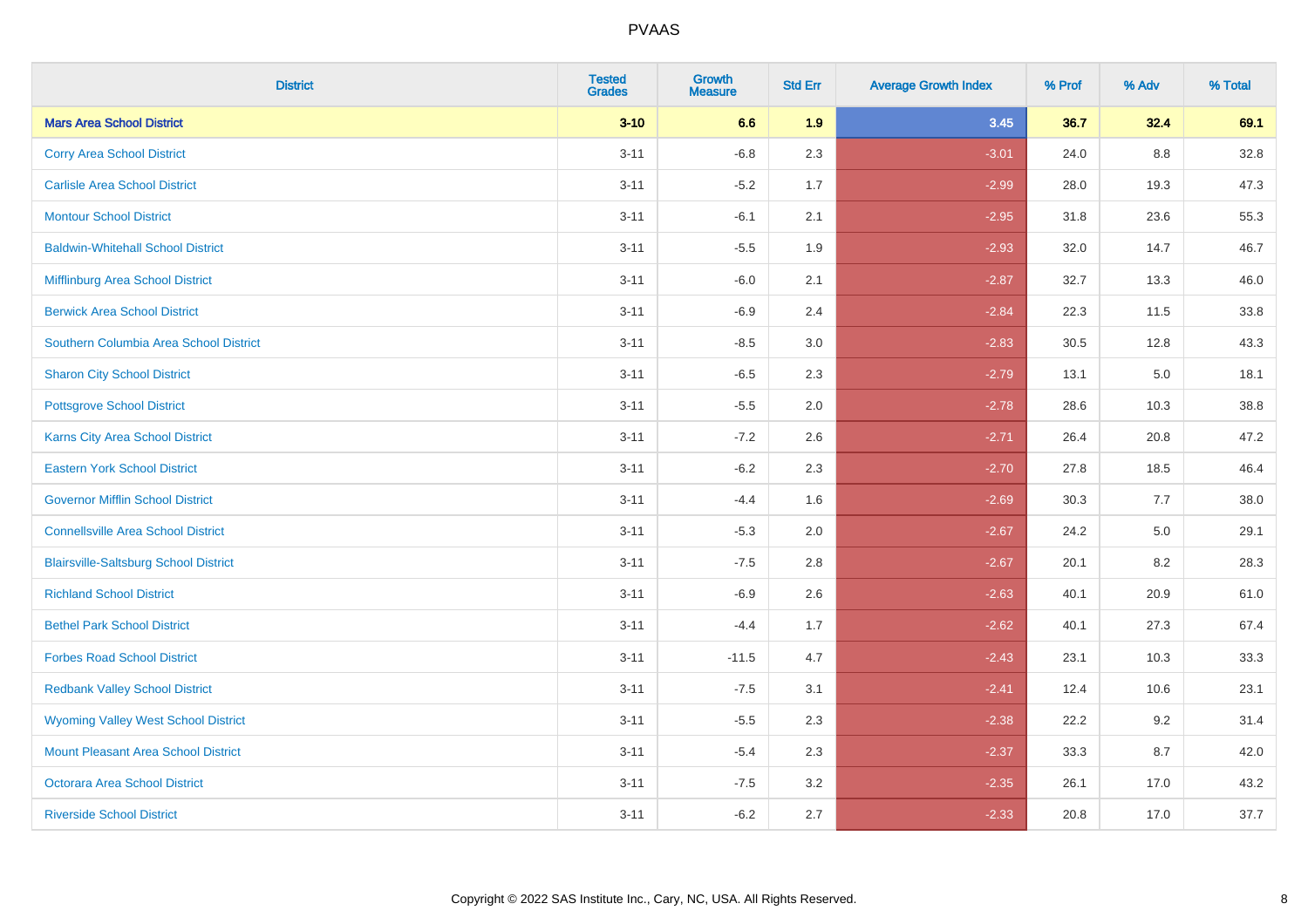# PVAAS

| District | Tested Grades | Growth Measure | Std Err | Average Growth Index | % Prof | % Adv | % Total |
|---|---|---|---|---|---|---|---|
| **Mars Area School District** | **3-10** | **6.6** | **1.9** | **3.45** | **36.7** | **32.4** | **69.1** |
| Corry Area School District | 3-11 | -6.8 | 2.3 | -3.01 | 24.0 | 8.8 | 32.8 |
| Carlisle Area School District | 3-11 | -5.2 | 1.7 | -2.99 | 28.0 | 19.3 | 47.3 |
| Montour School District | 3-11 | -6.1 | 2.1 | -2.95 | 31.8 | 23.6 | 55.3 |
| Baldwin-Whitehall School District | 3-11 | -5.5 | 1.9 | -2.93 | 32.0 | 14.7 | 46.7 |
| Mifflinburg Area School District | 3-11 | -6.0 | 2.1 | -2.87 | 32.7 | 13.3 | 46.0 |
| Berwick Area School District | 3-11 | -6.9 | 2.4 | -2.84 | 22.3 | 11.5 | 33.8 |
| Southern Columbia Area School District | 3-11 | -8.5 | 3.0 | -2.83 | 30.5 | 12.8 | 43.3 |
| Sharon City School District | 3-11 | -6.5 | 2.3 | -2.79 | 13.1 | 5.0 | 18.1 |
| Pottsgrove School District | 3-11 | -5.5 | 2.0 | -2.78 | 28.6 | 10.3 | 38.8 |
| Karns City Area School District | 3-11 | -7.2 | 2.6 | -2.71 | 26.4 | 20.8 | 47.2 |
| Eastern York School District | 3-11 | -6.2 | 2.3 | -2.70 | 27.8 | 18.5 | 46.4 |
| Governor Mifflin School District | 3-11 | -4.4 | 1.6 | -2.69 | 30.3 | 7.7 | 38.0 |
| Connellsville Area School District | 3-11 | -5.3 | 2.0 | -2.67 | 24.2 | 5.0 | 29.1 |
| Blairsville-Saltsburg School District | 3-11 | -7.5 | 2.8 | -2.67 | 20.1 | 8.2 | 28.3 |
| Richland School District | 3-11 | -6.9 | 2.6 | -2.63 | 40.1 | 20.9 | 61.0 |
| Bethel Park School District | 3-11 | -4.4 | 1.7 | -2.62 | 40.1 | 27.3 | 67.4 |
| Forbes Road School District | 3-11 | -11.5 | 4.7 | -2.43 | 23.1 | 10.3 | 33.3 |
| Redbank Valley School District | 3-11 | -7.5 | 3.1 | -2.41 | 12.4 | 10.6 | 23.1 |
| Wyoming Valley West School District | 3-11 | -5.5 | 2.3 | -2.38 | 22.2 | 9.2 | 31.4 |
| Mount Pleasant Area School District | 3-11 | -5.4 | 2.3 | -2.37 | 33.3 | 8.7 | 42.0 |
| Octorara Area School District | 3-11 | -7.5 | 3.2 | -2.35 | 26.1 | 17.0 | 43.2 |
| Riverside School District | 3-11 | -6.2 | 2.7 | -2.33 | 20.8 | 17.0 | 37.7 |

Copyright © 2022 SAS Institute Inc., Cary, NC, USA. All Rights Reserved.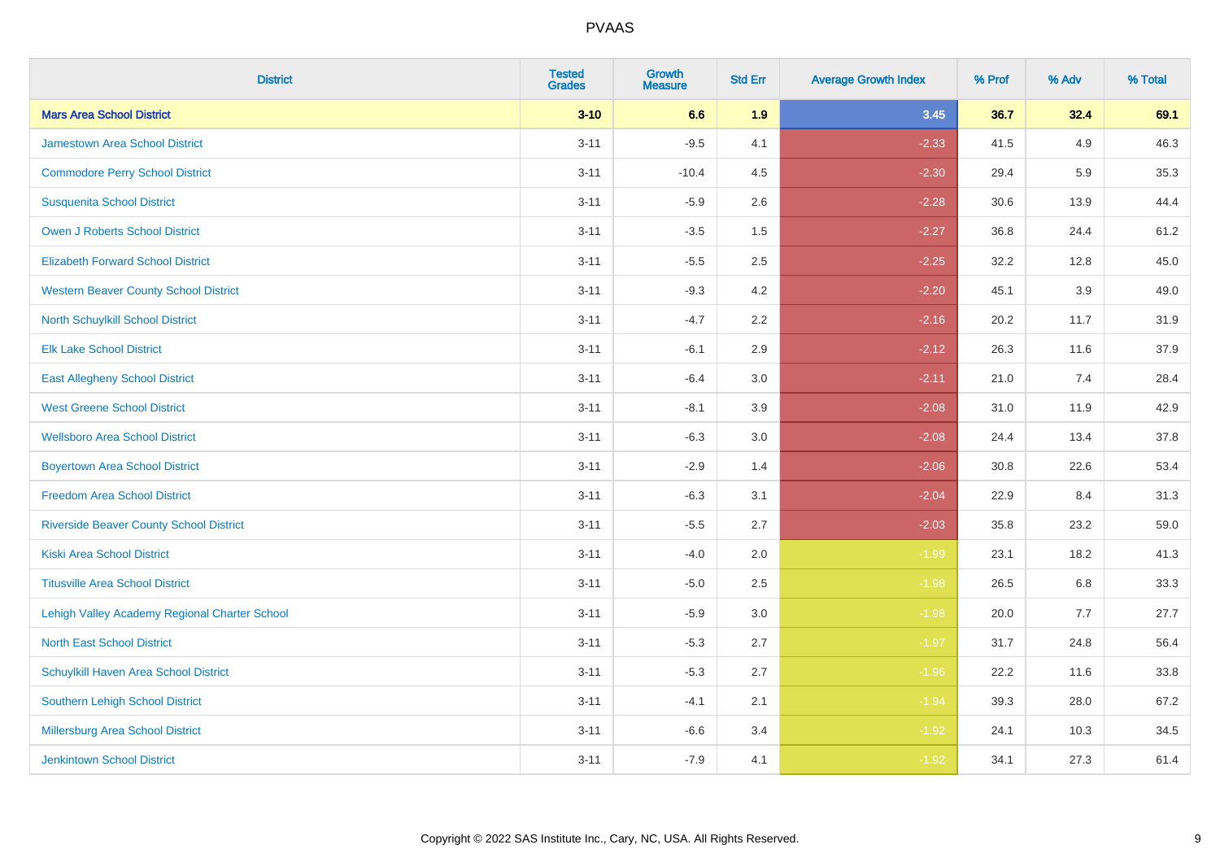# PVAAS

| District | Tested Grades | Growth Measure | Std Err | Average Growth Index | % Prof | % Adv | % Total |
|---|---|---|---|---|---|---|---|
| **Mars Area School District** | **3-10** | **6.6** | **1.9** | **3.45** | **36.7** | **32.4** | **69.1** |
| Jamestown Area School District | 3-11 | -9.5 | 4.1 | -2.33 | 41.5 | 4.9 | 46.3 |
| Commodore Perry School District | 3-11 | -10.4 | 4.5 | -2.30 | 29.4 | 5.9 | 35.3 |
| Susquenita School District | 3-11 | -5.9 | 2.6 | -2.28 | 30.6 | 13.9 | 44.4 |
| Owen J Roberts School District | 3-11 | -3.5 | 1.5 | -2.27 | 36.8 | 24.4 | 61.2 |
| Elizabeth Forward School District | 3-11 | -5.5 | 2.5 | -2.25 | 32.2 | 12.8 | 45.0 |
| Western Beaver County School District | 3-11 | -9.3 | 4.2 | -2.20 | 45.1 | 3.9 | 49.0 |
| North Schuylkill School District | 3-11 | -4.7 | 2.2 | -2.16 | 20.2 | 11.7 | 31.9 |
| Elk Lake School District | 3-11 | -6.1 | 2.9 | -2.12 | 26.3 | 11.6 | 37.9 |
| East Allegheny School District | 3-11 | -6.4 | 3.0 | -2.11 | 21.0 | 7.4 | 28.4 |
| West Greene School District | 3-11 | -8.1 | 3.9 | -2.08 | 31.0 | 11.9 | 42.9 |
| Wellsboro Area School District | 3-11 | -6.3 | 3.0 | -2.08 | 24.4 | 13.4 | 37.8 |
| Boyertown Area School District | 3-11 | -2.9 | 1.4 | -2.06 | 30.8 | 22.6 | 53.4 |
| Freedom Area School District | 3-11 | -6.3 | 3.1 | -2.04 | 22.9 | 8.4 | 31.3 |
| Riverside Beaver County School District | 3-11 | -5.5 | 2.7 | -2.03 | 35.8 | 23.2 | 59.0 |
| Kiski Area School District | 3-11 | -4.0 | 2.0 | -1.99 | 23.1 | 18.2 | 41.3 |
| Titusville Area School District | 3-11 | -5.0 | 2.5 | -1.98 | 26.5 | 6.8 | 33.3 |
| Lehigh Valley Academy Regional Charter School | 3-11 | -5.9 | 3.0 | -1.98 | 20.0 | 7.7 | 27.7 |
| North East School District | 3-11 | -5.3 | 2.7 | -1.97 | 31.7 | 24.8 | 56.4 |
| Schuylkill Haven Area School District | 3-11 | -5.3 | 2.7 | -1.96 | 22.2 | 11.6 | 33.8 |
| Southern Lehigh School District | 3-11 | -4.1 | 2.1 | -1.94 | 39.3 | 28.0 | 67.2 |
| Millersburg Area School District | 3-11 | -6.6 | 3.4 | -1.92 | 24.1 | 10.3 | 34.5 |
| Jenkintown School District | 3-11 | -7.9 | 4.1 | -1.92 | 34.1 | 27.3 | 61.4 |

Copyright © 2022 SAS Institute Inc., Cary, NC, USA. All Rights Reserved.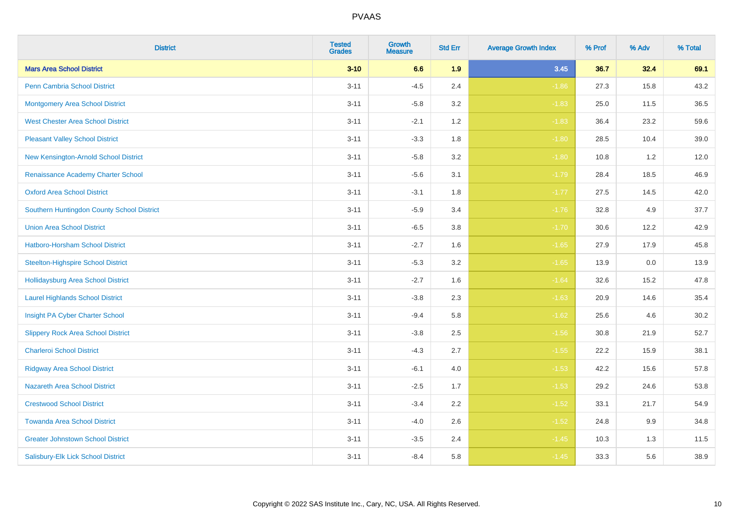# PVAAS

| District | Tested Grades | Growth Measure | Std Err | Average Growth Index | % Prof | % Adv | % Total |
|---|---|---|---|---|---|---|---|
| **Mars Area School District** | **3-10** | **6.6** | **1.9** | **3.45** | **36.7** | **32.4** | **69.1** |
| Penn Cambria School District | 3-11 | -4.5 | 2.4 | -1.86 | 27.3 | 15.8 | 43.2 |
| Montgomery Area School District | 3-11 | -5.8 | 3.2 | -1.83 | 25.0 | 11.5 | 36.5 |
| West Chester Area School District | 3-11 | -2.1 | 1.2 | -1.83 | 36.4 | 23.2 | 59.6 |
| Pleasant Valley School District | 3-11 | -3.3 | 1.8 | -1.80 | 28.5 | 10.4 | 39.0 |
| New Kensington-Arnold School District | 3-11 | -5.8 | 3.2 | -1.80 | 10.8 | 1.2 | 12.0 |
| Renaissance Academy Charter School | 3-11 | -5.6 | 3.1 | -1.79 | 28.4 | 18.5 | 46.9 |
| Oxford Area School District | 3-11 | -3.1 | 1.8 | -1.77 | 27.5 | 14.5 | 42.0 |
| Southern Huntingdon County School District | 3-11 | -5.9 | 3.4 | -1.76 | 32.8 | 4.9 | 37.7 |
| Union Area School District | 3-11 | -6.5 | 3.8 | -1.70 | 30.6 | 12.2 | 42.9 |
| Hatboro-Horsham School District | 3-11 | -2.7 | 1.6 | -1.65 | 27.9 | 17.9 | 45.8 |
| Steelton-Highspire School District | 3-11 | -5.3 | 3.2 | -1.65 | 13.9 | 0.0 | 13.9 |
| Hollidaysburg Area School District | 3-11 | -2.7 | 1.6 | -1.64 | 32.6 | 15.2 | 47.8 |
| Laurel Highlands School District | 3-11 | -3.8 | 2.3 | -1.63 | 20.9 | 14.6 | 35.4 |
| Insight PA Cyber Charter School | 3-11 | -9.4 | 5.8 | -1.62 | 25.6 | 4.6 | 30.2 |
| Slippery Rock Area School District | 3-11 | -3.8 | 2.5 | -1.56 | 30.8 | 21.9 | 52.7 |
| Charleroi School District | 3-11 | -4.3 | 2.7 | -1.55 | 22.2 | 15.9 | 38.1 |
| Ridgway Area School District | 3-11 | -6.1 | 4.0 | -1.53 | 42.2 | 15.6 | 57.8 |
| Nazareth Area School District | 3-11 | -2.5 | 1.7 | -1.53 | 29.2 | 24.6 | 53.8 |
| Crestwood School District | 3-11 | -3.4 | 2.2 | -1.52 | 33.1 | 21.7 | 54.9 |
| Towanda Area School District | 3-11 | -4.0 | 2.6 | -1.52 | 24.8 | 9.9 | 34.8 |
| Greater Johnstown School District | 3-11 | -3.5 | 2.4 | -1.45 | 10.3 | 1.3 | 11.5 |
| Salisbury-Elk Lick School District | 3-11 | -8.4 | 5.8 | -1.45 | 33.3 | 5.6 | 38.9 |

Copyright © 2022 SAS Institute Inc., Cary, NC, USA. All Rights Reserved.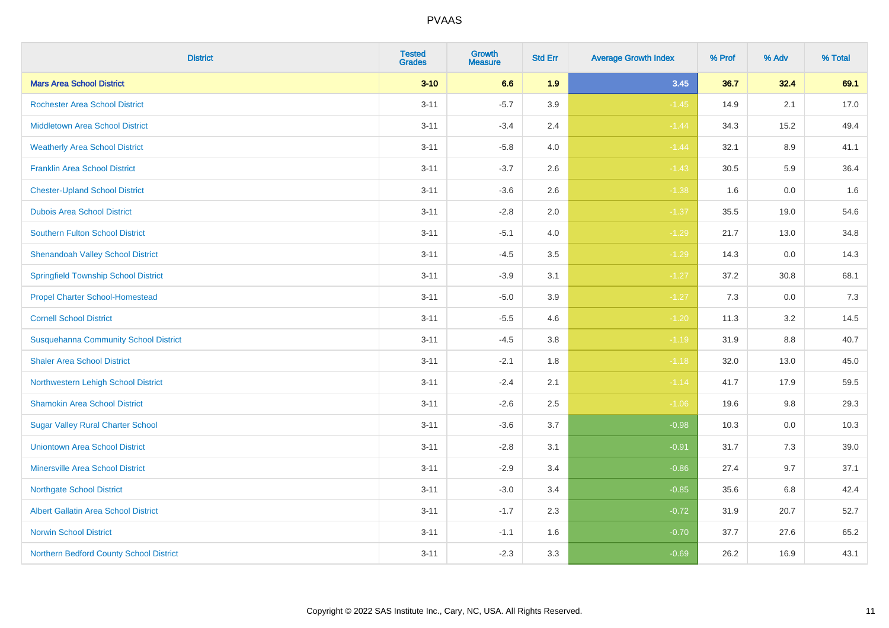# PVAAS

| District | Tested Grades | Growth Measure | Std Err | Average Growth Index | % Prof | % Adv | % Total |
|---|---|---|---|---|---|---|---|
| **Mars Area School District** | **3-10** | **6.6** | **1.9** | **3.45** | **36.7** | **32.4** | **69.1** |
| Rochester Area School District | 3-11 | -5.7 | 3.9 | -1.45 | 14.9 | 2.1 | 17.0 |
| Middletown Area School District | 3-11 | -3.4 | 2.4 | -1.44 | 34.3 | 15.2 | 49.4 |
| Weatherly Area School District | 3-11 | -5.8 | 4.0 | -1.44 | 32.1 | 8.9 | 41.1 |
| Franklin Area School District | 3-11 | -3.7 | 2.6 | -1.43 | 30.5 | 5.9 | 36.4 |
| Chester-Upland School District | 3-11 | -3.6 | 2.6 | -1.38 | 1.6 | 0.0 | 1.6 |
| Dubois Area School District | 3-11 | -2.8 | 2.0 | -1.37 | 35.5 | 19.0 | 54.6 |
| Southern Fulton School District | 3-11 | -5.1 | 4.0 | -1.29 | 21.7 | 13.0 | 34.8 |
| Shenandoah Valley School District | 3-11 | -4.5 | 3.5 | -1.29 | 14.3 | 0.0 | 14.3 |
| Springfield Township School District | 3-11 | -3.9 | 3.1 | -1.27 | 37.2 | 30.8 | 68.1 |
| Propel Charter School-Homestead | 3-11 | -5.0 | 3.9 | -1.27 | 7.3 | 0.0 | 7.3 |
| Cornell School District | 3-11 | -5.5 | 4.6 | -1.20 | 11.3 | 3.2 | 14.5 |
| Susquehanna Community School District | 3-11 | -4.5 | 3.8 | -1.19 | 31.9 | 8.8 | 40.7 |
| Shaler Area School District | 3-11 | -2.1 | 1.8 | -1.18 | 32.0 | 13.0 | 45.0 |
| Northwestern Lehigh School District | 3-11 | -2.4 | 2.1 | -1.14 | 41.7 | 17.9 | 59.5 |
| Shamokin Area School District | 3-11 | -2.6 | 2.5 | -1.06 | 19.6 | 9.8 | 29.3 |
| Sugar Valley Rural Charter School | 3-11 | -3.6 | 3.7 | -0.98 | 10.3 | 0.0 | 10.3 |
| Uniontown Area School District | 3-11 | -2.8 | 3.1 | -0.91 | 31.7 | 7.3 | 39.0 |
| Minersville Area School District | 3-11 | -2.9 | 3.4 | -0.86 | 27.4 | 9.7 | 37.1 |
| Northgate School District | 3-11 | -3.0 | 3.4 | -0.85 | 35.6 | 6.8 | 42.4 |
| Albert Gallatin Area School District | 3-11 | -1.7 | 2.3 | -0.72 | 31.9 | 20.7 | 52.7 |
| Norwin School District | 3-11 | -1.1 | 1.6 | -0.70 | 37.7 | 27.6 | 65.2 |
| Northern Bedford County School District | 3-11 | -2.3 | 3.3 | -0.69 | 26.2 | 16.9 | 43.1 |

Copyright © 2022 SAS Institute Inc., Cary, NC, USA. All Rights Reserved.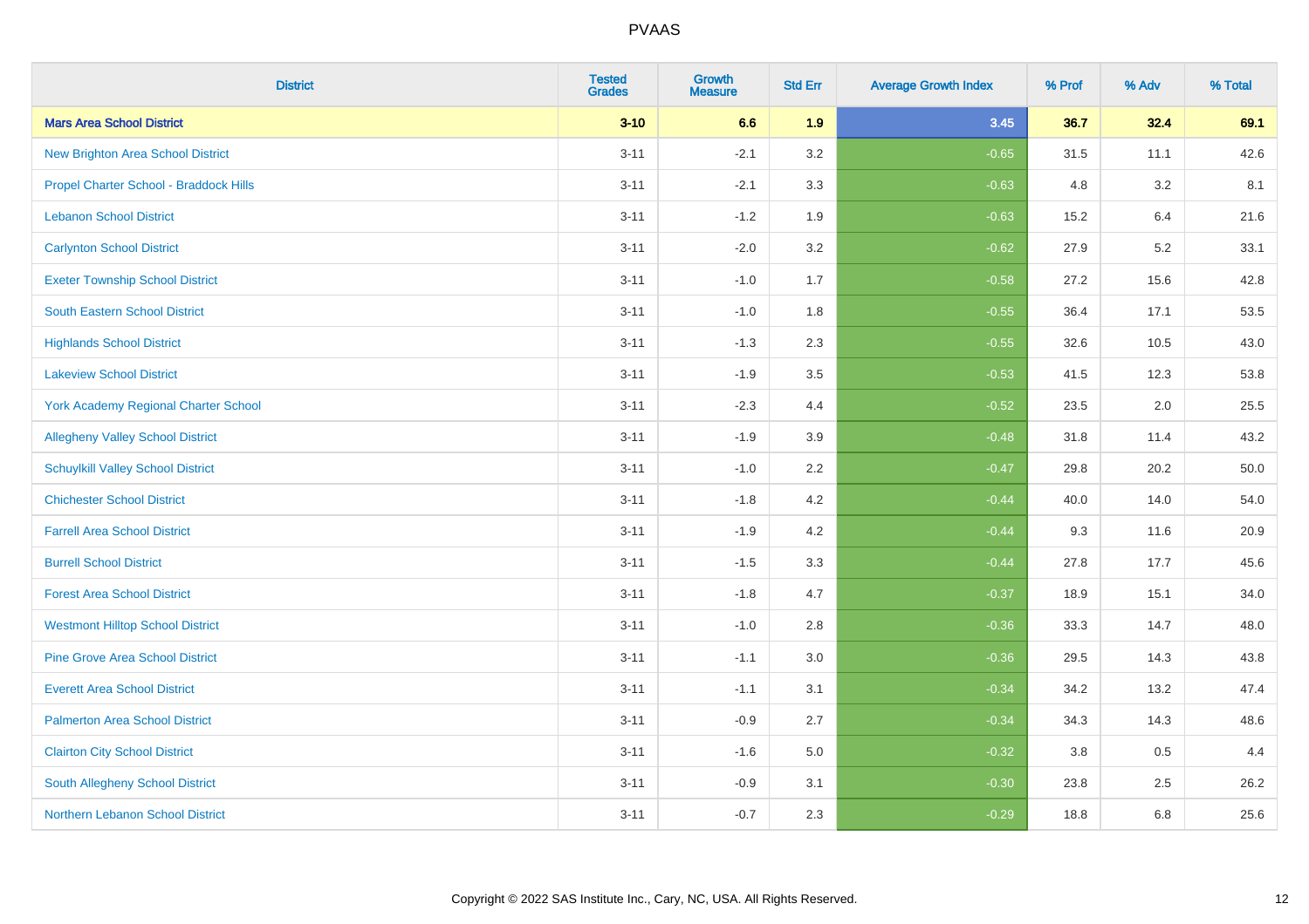| District | Tested Grades | Growth Measure | Std Err | Average Growth Index | % Prof | % Adv | % Total |
|---|---|---|---|---|---|---|---|
| **Mars Area School District** | **3-10** | **6.6** | **1.9** | **3.45** | **36.7** | **32.4** | **69.1** |
| New Brighton Area School District | 3-11 | -2.1 | 3.2 | -0.65 | 31.5 | 11.1 | 42.6 |
| Propel Charter School - Braddock Hills | 3-11 | -2.1 | 3.3 | -0.63 | 4.8 | 3.2 | 8.1 |
| Lebanon School District | 3-11 | -1.2 | 1.9 | -0.63 | 15.2 | 6.4 | 21.6 |
| Carlynton School District | 3-11 | -2.0 | 3.2 | -0.62 | 27.9 | 5.2 | 33.1 |
| Exeter Township School District | 3-11 | -1.0 | 1.7 | -0.58 | 27.2 | 15.6 | 42.8 |
| South Eastern School District | 3-11 | -1.0 | 1.8 | -0.55 | 36.4 | 17.1 | 53.5 |
| Highlands School District | 3-11 | -1.3 | 2.3 | -0.55 | 32.6 | 10.5 | 43.0 |
| Lakeview School District | 3-11 | -1.9 | 3.5 | -0.53 | 41.5 | 12.3 | 53.8 |
| York Academy Regional Charter School | 3-11 | -2.3 | 4.4 | -0.52 | 23.5 | 2.0 | 25.5 |
| Allegheny Valley School District | 3-11 | -1.9 | 3.9 | -0.48 | 31.8 | 11.4 | 43.2 |
| Schuylkill Valley School District | 3-11 | -1.0 | 2.2 | -0.47 | 29.8 | 20.2 | 50.0 |
| Chichester School District | 3-11 | -1.8 | 4.2 | -0.44 | 40.0 | 14.0 | 54.0 |
| Farrell Area School District | 3-11 | -1.9 | 4.2 | -0.44 | 9.3 | 11.6 | 20.9 |
| Burrell School District | 3-11 | -1.5 | 3.3 | -0.44 | 27.8 | 17.7 | 45.6 |
| Forest Area School District | 3-11 | -1.8 | 4.7 | -0.37 | 18.9 | 15.1 | 34.0 |
| Westmont Hilltop School District | 3-11 | -1.0 | 2.8 | -0.36 | 33.3 | 14.7 | 48.0 |
| Pine Grove Area School District | 3-11 | -1.1 | 3.0 | -0.36 | 29.5 | 14.3 | 43.8 |
| Everett Area School District | 3-11 | -1.1 | 3.1 | -0.34 | 34.2 | 13.2 | 47.4 |
| Palmerton Area School District | 3-11 | -0.9 | 2.7 | -0.34 | 34.3 | 14.3 | 48.6 |
| Clairton City School District | 3-11 | -1.6 | 5.0 | -0.32 | 3.8 | 0.5 | 4.4 |
| South Allegheny School District | 3-11 | -0.9 | 3.1 | -0.30 | 23.8 | 2.5 | 26.2 |
| Northern Lebanon School District | 3-11 | -0.7 | 2.3 | -0.29 | 18.8 | 6.8 | 25.6 |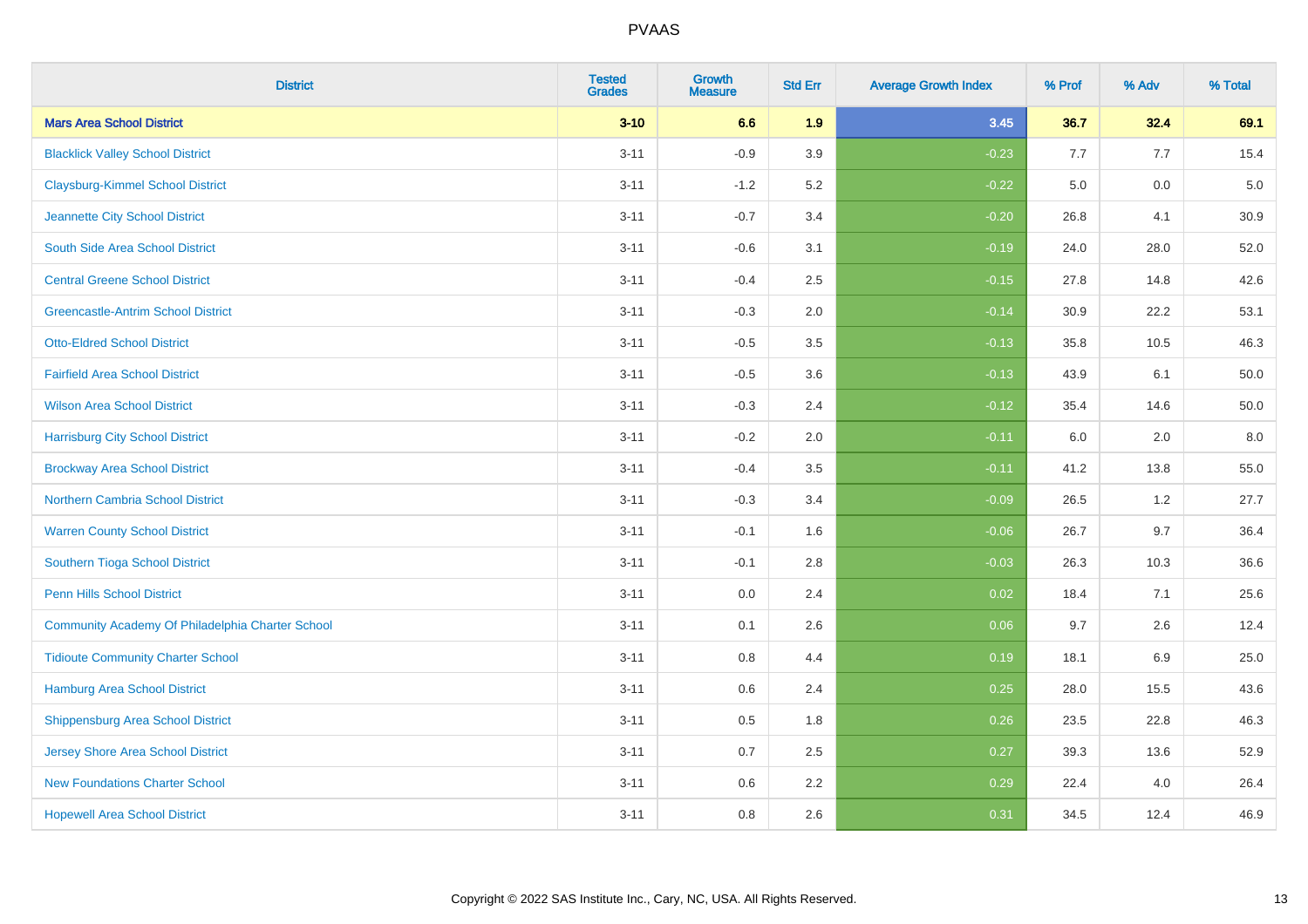# PVAAS

| District | Tested Grades | Growth Measure | Std Err | Average Growth Index | % Prof | % Adv | % Total |
|---|---|---|---|---|---|---|---|
| **Mars Area School District** | **3-10** | **6.6** | **1.9** | **3.45** | **36.7** | **32.4** | **69.1** |
| Blacklick Valley School District | 3-11 | -0.9 | 3.9 | -0.23 | 7.7 | 7.7 | 15.4 |
| Claysburg-Kimmel School District | 3-11 | -1.2 | 5.2 | -0.22 | 5.0 | 0.0 | 5.0 |
| Jeannette City School District | 3-11 | -0.7 | 3.4 | -0.20 | 26.8 | 4.1 | 30.9 |
| South Side Area School District | 3-11 | -0.6 | 3.1 | -0.19 | 24.0 | 28.0 | 52.0 |
| Central Greene School District | 3-11 | -0.4 | 2.5 | -0.15 | 27.8 | 14.8 | 42.6 |
| Greencastle-Antrim School District | 3-11 | -0.3 | 2.0 | -0.14 | 30.9 | 22.2 | 53.1 |
| Otto-Eldred School District | 3-11 | -0.5 | 3.5 | -0.13 | 35.8 | 10.5 | 46.3 |
| Fairfield Area School District | 3-11 | -0.5 | 3.6 | -0.13 | 43.9 | 6.1 | 50.0 |
| Wilson Area School District | 3-11 | -0.3 | 2.4 | -0.12 | 35.4 | 14.6 | 50.0 |
| Harrisburg City School District | 3-11 | -0.2 | 2.0 | -0.11 | 6.0 | 2.0 | 8.0 |
| Brockway Area School District | 3-11 | -0.4 | 3.5 | -0.11 | 41.2 | 13.8 | 55.0 |
| Northern Cambria School District | 3-11 | -0.3 | 3.4 | -0.09 | 26.5 | 1.2 | 27.7 |
| Warren County School District | 3-11 | -0.1 | 1.6 | -0.06 | 26.7 | 9.7 | 36.4 |
| Southern Tioga School District | 3-11 | -0.1 | 2.8 | -0.03 | 26.3 | 10.3 | 36.6 |
| Penn Hills School District | 3-11 | 0.0 | 2.4 | 0.02 | 18.4 | 7.1 | 25.6 |
| Community Academy Of Philadelphia Charter School | 3-11 | 0.1 | 2.6 | 0.06 | 9.7 | 2.6 | 12.4 |
| Tidioute Community Charter School | 3-11 | 0.8 | 4.4 | 0.19 | 18.1 | 6.9 | 25.0 |
| Hamburg Area School District | 3-11 | 0.6 | 2.4 | 0.25 | 28.0 | 15.5 | 43.6 |
| Shippensburg Area School District | 3-11 | 0.5 | 1.8 | 0.26 | 23.5 | 22.8 | 46.3 |
| Jersey Shore Area School District | 3-11 | 0.7 | 2.5 | 0.27 | 39.3 | 13.6 | 52.9 |
| New Foundations Charter School | 3-11 | 0.6 | 2.2 | 0.29 | 22.4 | 4.0 | 26.4 |
| Hopewell Area School District | 3-11 | 0.8 | 2.6 | 0.31 | 34.5 | 12.4 | 46.9 |

Copyright © 2022 SAS Institute Inc., Cary, NC, USA. All Rights Reserved.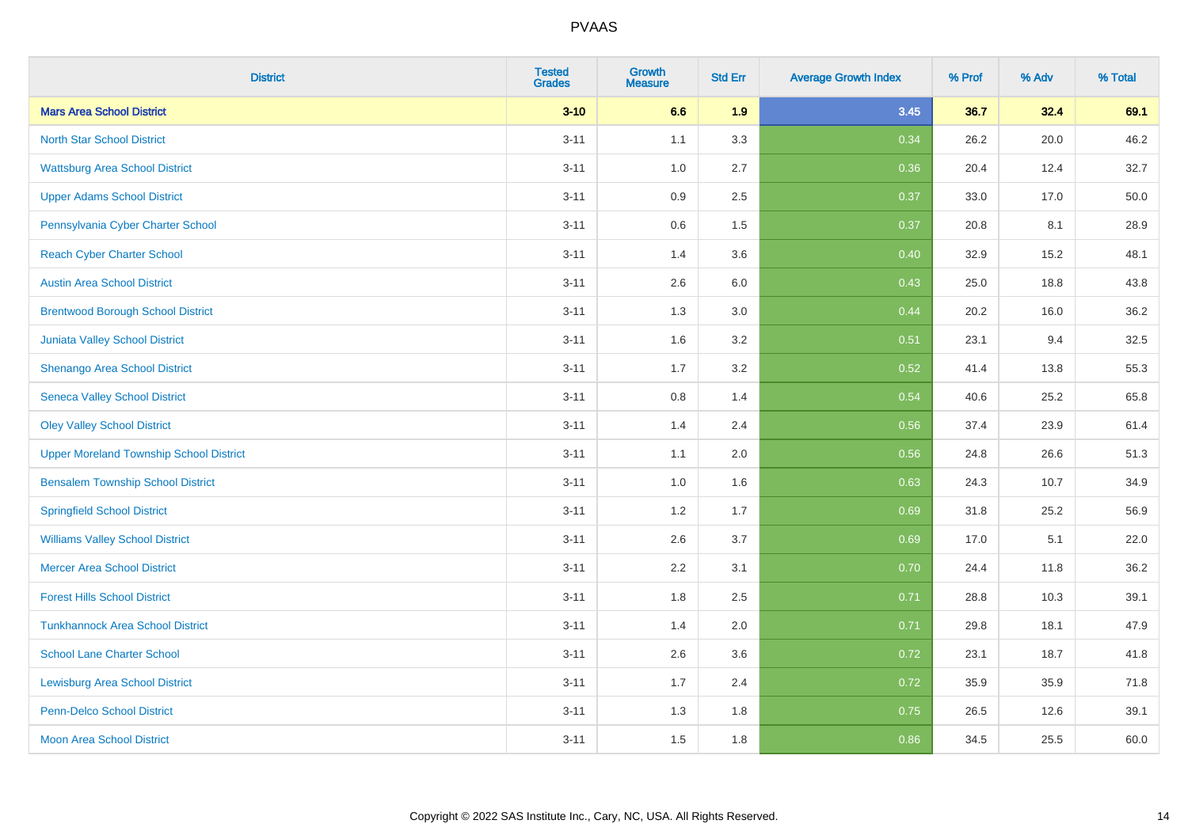# PVAAS

| District | Tested Grades | Growth Measure | Std Err | Average Growth Index | % Prof | % Adv | % Total |
|---|---|---|---|---|---|---|---|
| **Mars Area School District** | **3-10** | **6.6** | **1.9** | **3.45** | **36.7** | **32.4** | **69.1** |
| North Star School District | 3-11 | 1.1 | 3.3 | 0.34 | 26.2 | 20.0 | 46.2 |
| Wattsburg Area School District | 3-11 | 1.0 | 2.7 | 0.36 | 20.4 | 12.4 | 32.7 |
| Upper Adams School District | 3-11 | 0.9 | 2.5 | 0.37 | 33.0 | 17.0 | 50.0 |
| Pennsylvania Cyber Charter School | 3-11 | 0.6 | 1.5 | 0.37 | 20.8 | 8.1 | 28.9 |
| Reach Cyber Charter School | 3-11 | 1.4 | 3.6 | 0.40 | 32.9 | 15.2 | 48.1 |
| Austin Area School District | 3-11 | 2.6 | 6.0 | 0.43 | 25.0 | 18.8 | 43.8 |
| Brentwood Borough School District | 3-11 | 1.3 | 3.0 | 0.44 | 20.2 | 16.0 | 36.2 |
| Juniata Valley School District | 3-11 | 1.6 | 3.2 | 0.51 | 23.1 | 9.4 | 32.5 |
| Shenango Area School District | 3-11 | 1.7 | 3.2 | 0.52 | 41.4 | 13.8 | 55.3 |
| Seneca Valley School District | 3-11 | 0.8 | 1.4 | 0.54 | 40.6 | 25.2 | 65.8 |
| Oley Valley School District | 3-11 | 1.4 | 2.4 | 0.56 | 37.4 | 23.9 | 61.4 |
| Upper Moreland Township School District | 3-11 | 1.1 | 2.0 | 0.56 | 24.8 | 26.6 | 51.3 |
| Bensalem Township School District | 3-11 | 1.0 | 1.6 | 0.63 | 24.3 | 10.7 | 34.9 |
| Springfield School District | 3-11 | 1.2 | 1.7 | 0.69 | 31.8 | 25.2 | 56.9 |
| Williams Valley School District | 3-11 | 2.6 | 3.7 | 0.69 | 17.0 | 5.1 | 22.0 |
| Mercer Area School District | 3-11 | 2.2 | 3.1 | 0.70 | 24.4 | 11.8 | 36.2 |
| Forest Hills School District | 3-11 | 1.8 | 2.5 | 0.71 | 28.8 | 10.3 | 39.1 |
| Tunkhannock Area School District | 3-11 | 1.4 | 2.0 | 0.71 | 29.8 | 18.1 | 47.9 |
| School Lane Charter School | 3-11 | 2.6 | 3.6 | 0.72 | 23.1 | 18.7 | 41.8 |
| Lewisburg Area School District | 3-11 | 1.7 | 2.4 | 0.72 | 35.9 | 35.9 | 71.8 |
| Penn-Delco School District | 3-11 | 1.3 | 1.8 | 0.75 | 26.5 | 12.6 | 39.1 |
| Moon Area School District | 3-11 | 1.5 | 1.8 | 0.86 | 34.5 | 25.5 | 60.0 |

Copyright © 2022 SAS Institute Inc., Cary, NC, USA. All Rights Reserved.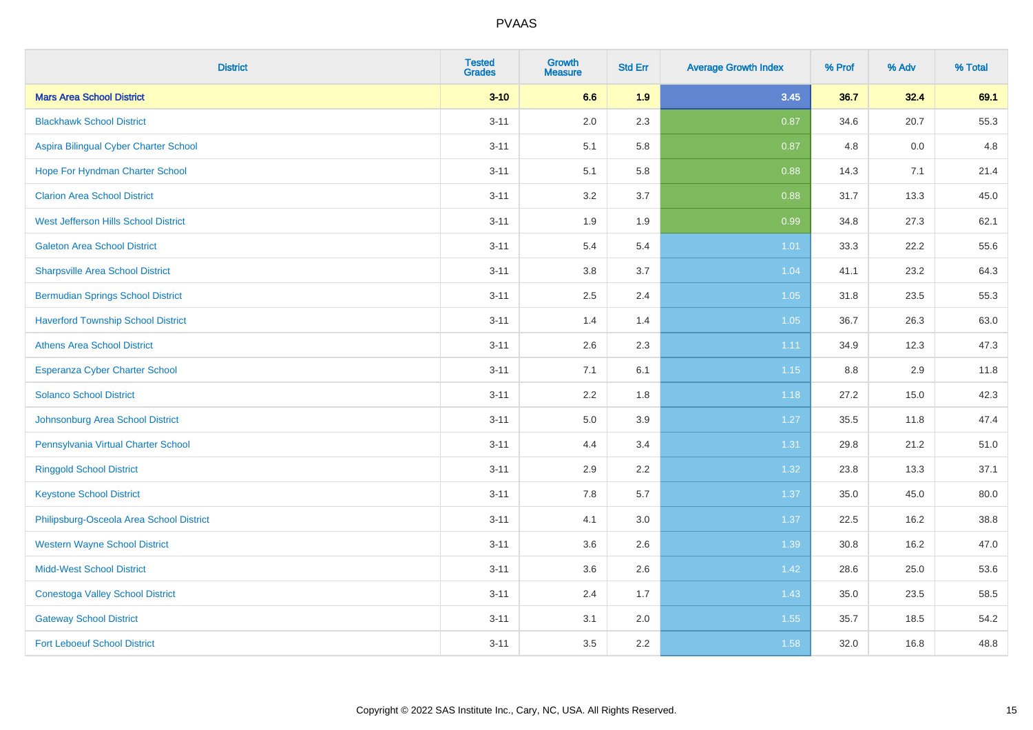| District | Tested Grades | Growth Measure | Std Err | Average Growth Index | % Prof | % Adv | % Total |
|---|---|---|---|---|---|---|---|
| **Mars Area School District** | **3-10** | **6.6** | **1.9** | **3.45** | **36.7** | **32.4** | **69.1** |
| Blackhawk School District | 3-11 | 2.0 | 2.3 | 0.87 | 34.6 | 20.7 | 55.3 |
| Aspira Bilingual Cyber Charter School | 3-11 | 5.1 | 5.8 | 0.87 | 4.8 | 0.0 | 4.8 |
| Hope For Hyndman Charter School | 3-11 | 5.1 | 5.8 | 0.88 | 14.3 | 7.1 | 21.4 |
| Clarion Area School District | 3-11 | 3.2 | 3.7 | 0.88 | 31.7 | 13.3 | 45.0 |
| West Jefferson Hills School District | 3-11 | 1.9 | 1.9 | 0.99 | 34.8 | 27.3 | 62.1 |
| Galeton Area School District | 3-11 | 5.4 | 5.4 | 1.01 | 33.3 | 22.2 | 55.6 |
| Sharpsville Area School District | 3-11 | 3.8 | 3.7 | 1.04 | 41.1 | 23.2 | 64.3 |
| Bermudian Springs School District | 3-11 | 2.5 | 2.4 | 1.05 | 31.8 | 23.5 | 55.3 |
| Haverford Township School District | 3-11 | 1.4 | 1.4 | 1.05 | 36.7 | 26.3 | 63.0 |
| Athens Area School District | 3-11 | 2.6 | 2.3 | 1.11 | 34.9 | 12.3 | 47.3 |
| Esperanza Cyber Charter School | 3-11 | 7.1 | 6.1 | 1.15 | 8.8 | 2.9 | 11.8 |
| Solanco School District | 3-11 | 2.2 | 1.8 | 1.18 | 27.2 | 15.0 | 42.3 |
| Johnsonburg Area School District | 3-11 | 5.0 | 3.9 | 1.27 | 35.5 | 11.8 | 47.4 |
| Pennsylvania Virtual Charter School | 3-11 | 4.4 | 3.4 | 1.31 | 29.8 | 21.2 | 51.0 |
| Ringgold School District | 3-11 | 2.9 | 2.2 | 1.32 | 23.8 | 13.3 | 37.1 |
| Keystone School District | 3-11 | 7.8 | 5.7 | 1.37 | 35.0 | 45.0 | 80.0 |
| Philipsburg-Osceola Area School District | 3-11 | 4.1 | 3.0 | 1.37 | 22.5 | 16.2 | 38.8 |
| Western Wayne School District | 3-11 | 3.6 | 2.6 | 1.39 | 30.8 | 16.2 | 47.0 |
| Midd-West School District | 3-11 | 3.6 | 2.6 | 1.42 | 28.6 | 25.0 | 53.6 |
| Conestoga Valley School District | 3-11 | 2.4 | 1.7 | 1.43 | 35.0 | 23.5 | 58.5 |
| Gateway School District | 3-11 | 3.1 | 2.0 | 1.55 | 35.7 | 18.5 | 54.2 |
| Fort Leboeuf School District | 3-11 | 3.5 | 2.2 | 1.58 | 32.0 | 16.8 | 48.8 |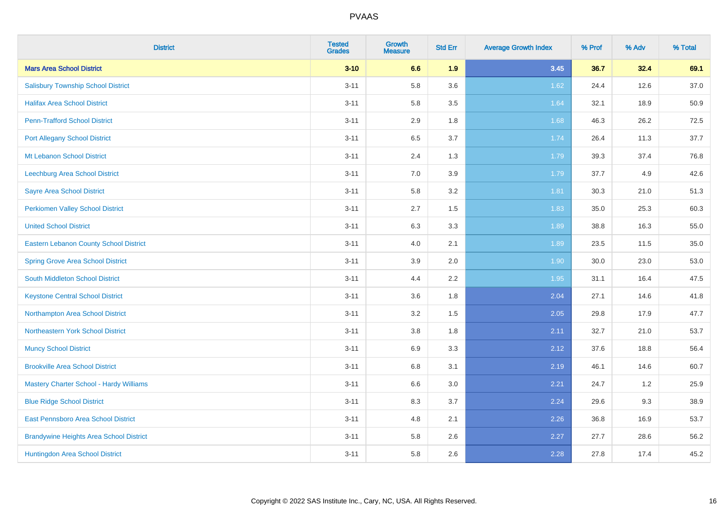# PVAAS

| District | Tested Grades | Growth Measure | Std Err | Average Growth Index | % Prof | % Adv | % Total |
|---|---|---|---|---|---|---|---|
| **Mars Area School District** | **3-10** | **6.6** | **1.9** | **3.45** | **36.7** | **32.4** | **69.1** |
| Salisbury Township School District | 3-11 | 5.8 | 3.6 | 1.62 | 24.4 | 12.6 | 37.0 |
| Halifax Area School District | 3-11 | 5.8 | 3.5 | 1.64 | 32.1 | 18.9 | 50.9 |
| Penn-Trafford School District | 3-11 | 2.9 | 1.8 | 1.68 | 46.3 | 26.2 | 72.5 |
| Port Allegany School District | 3-11 | 6.5 | 3.7 | 1.74 | 26.4 | 11.3 | 37.7 |
| Mt Lebanon School District | 3-11 | 2.4 | 1.3 | 1.79 | 39.3 | 37.4 | 76.8 |
| Leechburg Area School District | 3-11 | 7.0 | 3.9 | 1.79 | 37.7 | 4.9 | 42.6 |
| Sayre Area School District | 3-11 | 5.8 | 3.2 | 1.81 | 30.3 | 21.0 | 51.3 |
| Perkiomen Valley School District | 3-11 | 2.7 | 1.5 | 1.83 | 35.0 | 25.3 | 60.3 |
| United School District | 3-11 | 6.3 | 3.3 | 1.89 | 38.8 | 16.3 | 55.0 |
| Eastern Lebanon County School District | 3-11 | 4.0 | 2.1 | 1.89 | 23.5 | 11.5 | 35.0 |
| Spring Grove Area School District | 3-11 | 3.9 | 2.0 | 1.90 | 30.0 | 23.0 | 53.0 |
| South Middleton School District | 3-11 | 4.4 | 2.2 | 1.95 | 31.1 | 16.4 | 47.5 |
| Keystone Central School District | 3-11 | 3.6 | 1.8 | 2.04 | 27.1 | 14.6 | 41.8 |
| Northampton Area School District | 3-11 | 3.2 | 1.5 | 2.05 | 29.8 | 17.9 | 47.7 |
| Northeastern York School District | 3-11 | 3.8 | 1.8 | 2.11 | 32.7 | 21.0 | 53.7 |
| Muncy School District | 3-11 | 6.9 | 3.3 | 2.12 | 37.6 | 18.8 | 56.4 |
| Brookville Area School District | 3-11 | 6.8 | 3.1 | 2.19 | 46.1 | 14.6 | 60.7 |
| Mastery Charter School - Hardy Williams | 3-11 | 6.6 | 3.0 | 2.21 | 24.7 | 1.2 | 25.9 |
| Blue Ridge School District | 3-11 | 8.3 | 3.7 | 2.24 | 29.6 | 9.3 | 38.9 |
| East Pennsboro Area School District | 3-11 | 4.8 | 2.1 | 2.26 | 36.8 | 16.9 | 53.7 |
| Brandywine Heights Area School District | 3-11 | 5.8 | 2.6 | 2.27 | 27.7 | 28.6 | 56.2 |
| Huntingdon Area School District | 3-11 | 5.8 | 2.6 | 2.28 | 27.8 | 17.4 | 45.2 |

Copyright © 2022 SAS Institute Inc., Cary, NC, USA. All Rights Reserved.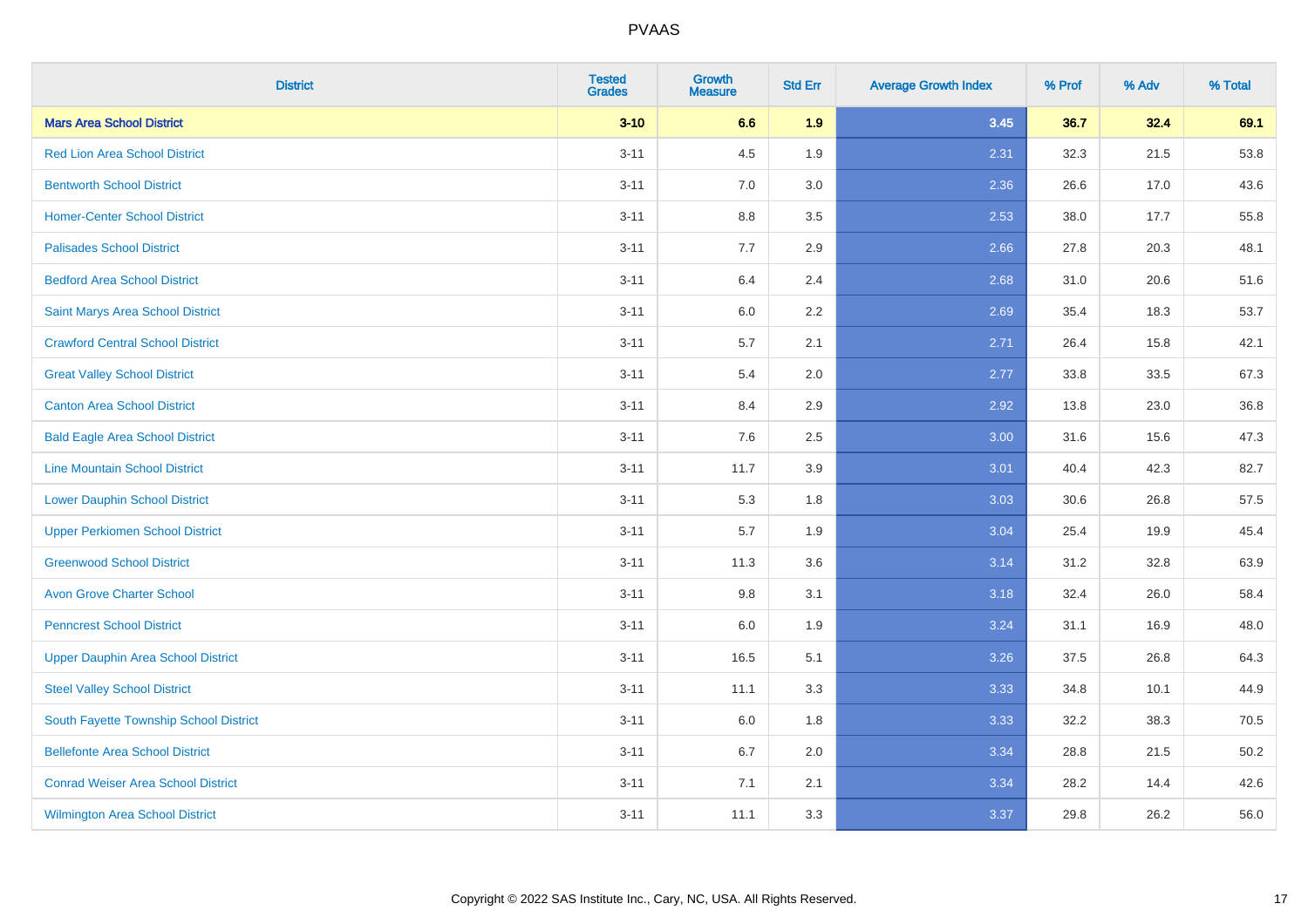# PVAAS

| District | Tested Grades | Growth Measure | Std Err | Average Growth Index | % Prof | % Adv | % Total |
|---|---|---|---|---|---|---|---|
| **Mars Area School District** | **3-10** | **6.6** | **1.9** | **3.45** | **36.7** | **32.4** | **69.1** |
| Red Lion Area School District | 3-11 | 4.5 | 1.9 | 2.31 | 32.3 | 21.5 | 53.8 |
| Bentworth School District | 3-11 | 7.0 | 3.0 | 2.36 | 26.6 | 17.0 | 43.6 |
| Homer-Center School District | 3-11 | 8.8 | 3.5 | 2.53 | 38.0 | 17.7 | 55.8 |
| Palisades School District | 3-11 | 7.7 | 2.9 | 2.66 | 27.8 | 20.3 | 48.1 |
| Bedford Area School District | 3-11 | 6.4 | 2.4 | 2.68 | 31.0 | 20.6 | 51.6 |
| Saint Marys Area School District | 3-11 | 6.0 | 2.2 | 2.69 | 35.4 | 18.3 | 53.7 |
| Crawford Central School District | 3-11 | 5.7 | 2.1 | 2.71 | 26.4 | 15.8 | 42.1 |
| Great Valley School District | 3-11 | 5.4 | 2.0 | 2.77 | 33.8 | 33.5 | 67.3 |
| Canton Area School District | 3-11 | 8.4 | 2.9 | 2.92 | 13.8 | 23.0 | 36.8 |
| Bald Eagle Area School District | 3-11 | 7.6 | 2.5 | 3.00 | 31.6 | 15.6 | 47.3 |
| Line Mountain School District | 3-11 | 11.7 | 3.9 | 3.01 | 40.4 | 42.3 | 82.7 |
| Lower Dauphin School District | 3-11 | 5.3 | 1.8 | 3.03 | 30.6 | 26.8 | 57.5 |
| Upper Perkiomen School District | 3-11 | 5.7 | 1.9 | 3.04 | 25.4 | 19.9 | 45.4 |
| Greenwood School District | 3-11 | 11.3 | 3.6 | 3.14 | 31.2 | 32.8 | 63.9 |
| Avon Grove Charter School | 3-11 | 9.8 | 3.1 | 3.18 | 32.4 | 26.0 | 58.4 |
| Penncrest School District | 3-11 | 6.0 | 1.9 | 3.24 | 31.1 | 16.9 | 48.0 |
| Upper Dauphin Area School District | 3-11 | 16.5 | 5.1 | 3.26 | 37.5 | 26.8 | 64.3 |
| Steel Valley School District | 3-11 | 11.1 | 3.3 | 3.33 | 34.8 | 10.1 | 44.9 |
| South Fayette Township School District | 3-11 | 6.0 | 1.8 | 3.33 | 32.2 | 38.3 | 70.5 |
| Bellefonte Area School District | 3-11 | 6.7 | 2.0 | 3.34 | 28.8 | 21.5 | 50.2 |
| Conrad Weiser Area School District | 3-11 | 7.1 | 2.1 | 3.34 | 28.2 | 14.4 | 42.6 |
| Wilmington Area School District | 3-11 | 11.1 | 3.3 | 3.37 | 29.8 | 26.2 | 56.0 |

Copyright © 2022 SAS Institute Inc., Cary, NC, USA. All Rights Reserved.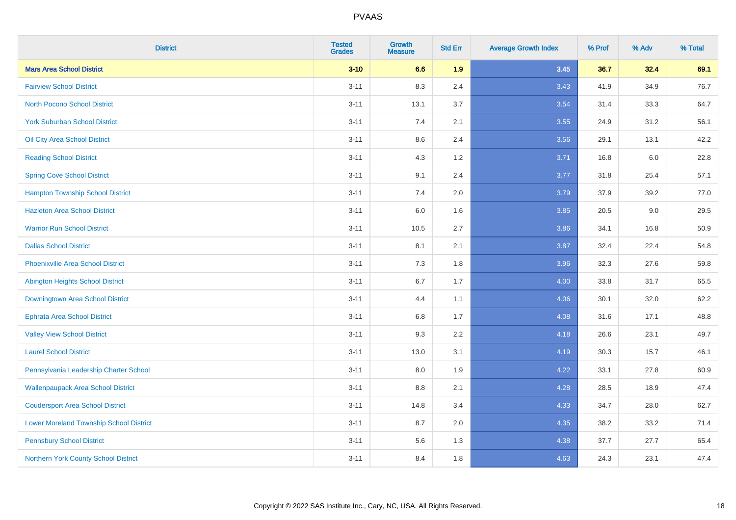# PVAAS

| District | Tested Grades | Growth Measure | Std Err | Average Growth Index | % Prof | % Adv | % Total |
|---|---|---|---|---|---|---|---|
| **Mars Area School District** | **3-10** | **6.6** | **1.9** | **3.45** | **36.7** | **32.4** | **69.1** |
| Fairview School District | 3-11 | 8.3 | 2.4 | 3.43 | 41.9 | 34.9 | 76.7 |
| North Pocono School District | 3-11 | 13.1 | 3.7 | 3.54 | 31.4 | 33.3 | 64.7 |
| York Suburban School District | 3-11 | 7.4 | 2.1 | 3.55 | 24.9 | 31.2 | 56.1 |
| Oil City Area School District | 3-11 | 8.6 | 2.4 | 3.56 | 29.1 | 13.1 | 42.2 |
| Reading School District | 3-11 | 4.3 | 1.2 | 3.71 | 16.8 | 6.0 | 22.8 |
| Spring Cove School District | 3-11 | 9.1 | 2.4 | 3.77 | 31.8 | 25.4 | 57.1 |
| Hampton Township School District | 3-11 | 7.4 | 2.0 | 3.79 | 37.9 | 39.2 | 77.0 |
| Hazleton Area School District | 3-11 | 6.0 | 1.6 | 3.85 | 20.5 | 9.0 | 29.5 |
| Warrior Run School District | 3-11 | 10.5 | 2.7 | 3.86 | 34.1 | 16.8 | 50.9 |
| Dallas School District | 3-11 | 8.1 | 2.1 | 3.87 | 32.4 | 22.4 | 54.8 |
| Phoenixville Area School District | 3-11 | 7.3 | 1.8 | 3.96 | 32.3 | 27.6 | 59.8 |
| Abington Heights School District | 3-11 | 6.7 | 1.7 | 4.00 | 33.8 | 31.7 | 65.5 |
| Downingtown Area School District | 3-11 | 4.4 | 1.1 | 4.06 | 30.1 | 32.0 | 62.2 |
| Ephrata Area School District | 3-11 | 6.8 | 1.7 | 4.08 | 31.6 | 17.1 | 48.8 |
| Valley View School District | 3-11 | 9.3 | 2.2 | 4.18 | 26.6 | 23.1 | 49.7 |
| Laurel School District | 3-11 | 13.0 | 3.1 | 4.19 | 30.3 | 15.7 | 46.1 |
| Pennsylvania Leadership Charter School | 3-11 | 8.0 | 1.9 | 4.22 | 33.1 | 27.8 | 60.9 |
| Wallenpaupack Area School District | 3-11 | 8.8 | 2.1 | 4.28 | 28.5 | 18.9 | 47.4 |
| Coudersport Area School District | 3-11 | 14.8 | 3.4 | 4.33 | 34.7 | 28.0 | 62.7 |
| Lower Moreland Township School District | 3-11 | 8.7 | 2.0 | 4.35 | 38.2 | 33.2 | 71.4 |
| Pennsbury School District | 3-11 | 5.6 | 1.3 | 4.38 | 37.7 | 27.7 | 65.4 |
| Northern York County School District | 3-11 | 8.4 | 1.8 | 4.63 | 24.3 | 23.1 | 47.4 |

Copyright © 2022 SAS Institute Inc., Cary, NC, USA. All Rights Reserved.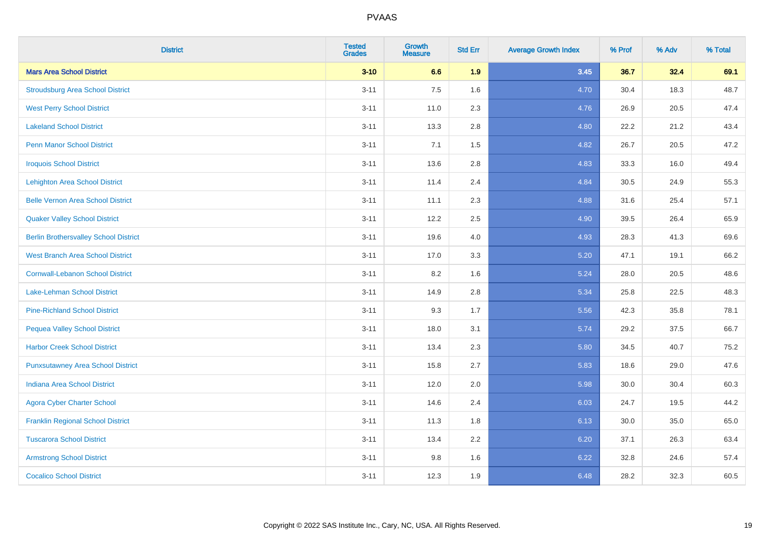# PVAAS

| District | Tested Grades | Growth Measure | Std Err | Average Growth Index | % Prof | % Adv | % Total |
|---|---|---|---|---|---|---|---|
| **Mars Area School District** | **3-10** | **6.6** | **1.9** | **3.45** | **36.7** | **32.4** | **69.1** |
| Stroudsburg Area School District | 3-11 | 7.5 | 1.6 | 4.70 | 30.4 | 18.3 | 48.7 |
| West Perry School District | 3-11 | 11.0 | 2.3 | 4.76 | 26.9 | 20.5 | 47.4 |
| Lakeland School District | 3-11 | 13.3 | 2.8 | 4.80 | 22.2 | 21.2 | 43.4 |
| Penn Manor School District | 3-11 | 7.1 | 1.5 | 4.82 | 26.7 | 20.5 | 47.2 |
| Iroquois School District | 3-11 | 13.6 | 2.8 | 4.83 | 33.3 | 16.0 | 49.4 |
| Lehighton Area School District | 3-11 | 11.4 | 2.4 | 4.84 | 30.5 | 24.9 | 55.3 |
| Belle Vernon Area School District | 3-11 | 11.1 | 2.3 | 4.88 | 31.6 | 25.4 | 57.1 |
| Quaker Valley School District | 3-11 | 12.2 | 2.5 | 4.90 | 39.5 | 26.4 | 65.9 |
| Berlin Brothersvalley School District | 3-11 | 19.6 | 4.0 | 4.93 | 28.3 | 41.3 | 69.6 |
| West Branch Area School District | 3-11 | 17.0 | 3.3 | 5.20 | 47.1 | 19.1 | 66.2 |
| Cornwall-Lebanon School District | 3-11 | 8.2 | 1.6 | 5.24 | 28.0 | 20.5 | 48.6 |
| Lake-Lehman School District | 3-11 | 14.9 | 2.8 | 5.34 | 25.8 | 22.5 | 48.3 |
| Pine-Richland School District | 3-11 | 9.3 | 1.7 | 5.56 | 42.3 | 35.8 | 78.1 |
| Pequea Valley School District | 3-11 | 18.0 | 3.1 | 5.74 | 29.2 | 37.5 | 66.7 |
| Harbor Creek School District | 3-11 | 13.4 | 2.3 | 5.80 | 34.5 | 40.7 | 75.2 |
| Punxsutawney Area School District | 3-11 | 15.8 | 2.7 | 5.83 | 18.6 | 29.0 | 47.6 |
| Indiana Area School District | 3-11 | 12.0 | 2.0 | 5.98 | 30.0 | 30.4 | 60.3 |
| Agora Cyber Charter School | 3-11 | 14.6 | 2.4 | 6.03 | 24.7 | 19.5 | 44.2 |
| Franklin Regional School District | 3-11 | 11.3 | 1.8 | 6.13 | 30.0 | 35.0 | 65.0 |
| Tuscarora School District | 3-11 | 13.4 | 2.2 | 6.20 | 37.1 | 26.3 | 63.4 |
| Armstrong School District | 3-11 | 9.8 | 1.6 | 6.22 | 32.8 | 24.6 | 57.4 |
| Cocalico School District | 3-11 | 12.3 | 1.9 | 6.48 | 28.2 | 32.3 | 60.5 |

Copyright © 2022 SAS Institute Inc., Cary, NC, USA. All Rights Reserved.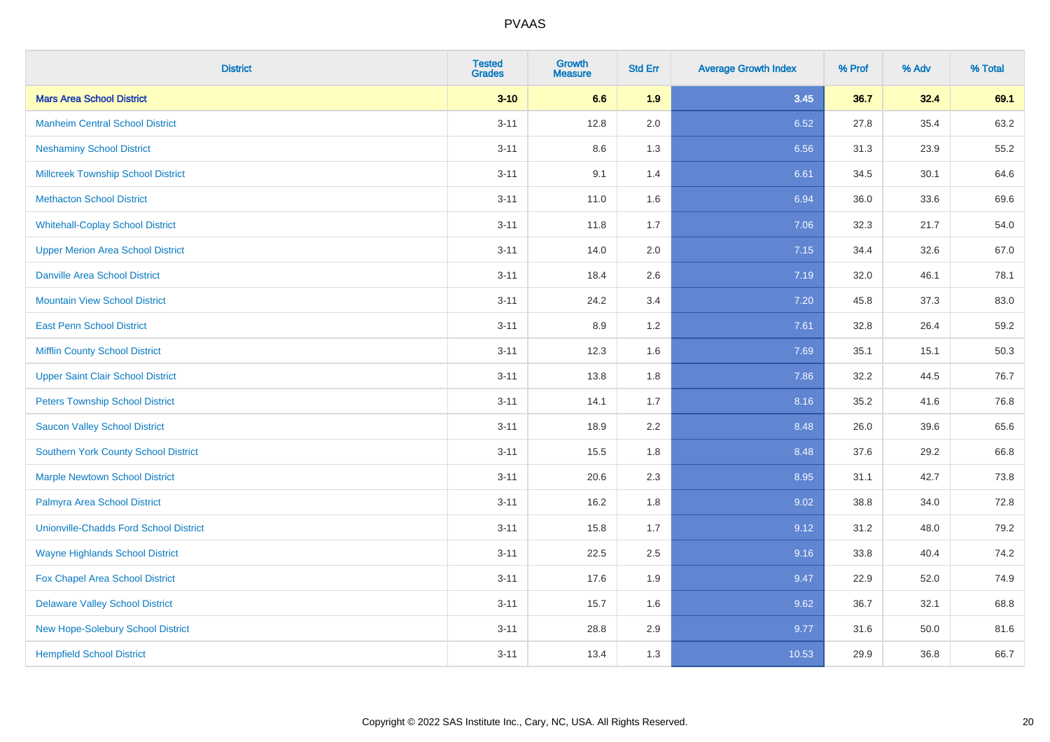# PVAAS

| District | Tested Grades | Growth Measure | Std Err | Average Growth Index | % Prof | % Adv | % Total |
|---|---|---|---|---|---|---|---|
| **Mars Area School District** | **3-10** | **6.6** | **1.9** | **3.45** | **36.7** | **32.4** | **69.1** |
| Manheim Central School District | 3-11 | 12.8 | 2.0 | 6.52 | 27.8 | 35.4 | 63.2 |
| Neshaminy School District | 3-11 | 8.6 | 1.3 | 6.56 | 31.3 | 23.9 | 55.2 |
| Millcreek Township School District | 3-11 | 9.1 | 1.4 | 6.61 | 34.5 | 30.1 | 64.6 |
| Methacton School District | 3-11 | 11.0 | 1.6 | 6.94 | 36.0 | 33.6 | 69.6 |
| Whitehall-Coplay School District | 3-11 | 11.8 | 1.7 | 7.06 | 32.3 | 21.7 | 54.0 |
| Upper Merion Area School District | 3-11 | 14.0 | 2.0 | 7.15 | 34.4 | 32.6 | 67.0 |
| Danville Area School District | 3-11 | 18.4 | 2.6 | 7.19 | 32.0 | 46.1 | 78.1 |
| Mountain View School District | 3-11 | 24.2 | 3.4 | 7.20 | 45.8 | 37.3 | 83.0 |
| East Penn School District | 3-11 | 8.9 | 1.2 | 7.61 | 32.8 | 26.4 | 59.2 |
| Mifflin County School District | 3-11 | 12.3 | 1.6 | 7.69 | 35.1 | 15.1 | 50.3 |
| Upper Saint Clair School District | 3-11 | 13.8 | 1.8 | 7.86 | 32.2 | 44.5 | 76.7 |
| Peters Township School District | 3-11 | 14.1 | 1.7 | 8.16 | 35.2 | 41.6 | 76.8 |
| Saucon Valley School District | 3-11 | 18.9 | 2.2 | 8.48 | 26.0 | 39.6 | 65.6 |
| Southern York County School District | 3-11 | 15.5 | 1.8 | 8.48 | 37.6 | 29.2 | 66.8 |
| Marple Newtown School District | 3-11 | 20.6 | 2.3 | 8.95 | 31.1 | 42.7 | 73.8 |
| Palmyra Area School District | 3-11 | 16.2 | 1.8 | 9.02 | 38.8 | 34.0 | 72.8 |
| Unionville-Chadds Ford School District | 3-11 | 15.8 | 1.7 | 9.12 | 31.2 | 48.0 | 79.2 |
| Wayne Highlands School District | 3-11 | 22.5 | 2.5 | 9.16 | 33.8 | 40.4 | 74.2 |
| Fox Chapel Area School District | 3-11 | 17.6 | 1.9 | 9.47 | 22.9 | 52.0 | 74.9 |
| Delaware Valley School District | 3-11 | 15.7 | 1.6 | 9.62 | 36.7 | 32.1 | 68.8 |
| New Hope-Solebury School District | 3-11 | 28.8 | 2.9 | 9.77 | 31.6 | 50.0 | 81.6 |
| Hempfield School District | 3-11 | 13.4 | 1.3 | 10.53 | 29.9 | 36.8 | 66.7 |

Copyright © 2022 SAS Institute Inc., Cary, NC, USA. All Rights Reserved.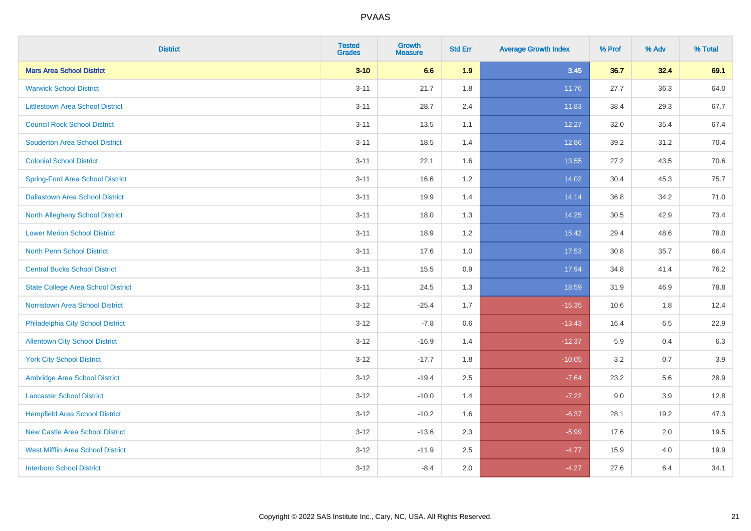# PVAAS

| District | Tested Grades | Growth Measure | Std Err | Average Growth Index | % Prof | % Adv | % Total |
|---|---|---|---|---|---|---|---|
| **Mars Area School District** | **3-10** | **6.6** | **1.9** | **3.45** | **36.7** | **32.4** | **69.1** |
| Warwick School District | 3-11 | 21.7 | 1.8 | 11.76 | 27.7 | 36.3 | 64.0 |
| Littlestown Area School District | 3-11 | 28.7 | 2.4 | 11.83 | 38.4 | 29.3 | 67.7 |
| Council Rock School District | 3-11 | 13.5 | 1.1 | 12.27 | 32.0 | 35.4 | 67.4 |
| Souderton Area School District | 3-11 | 18.5 | 1.4 | 12.86 | 39.2 | 31.2 | 70.4 |
| Colonial School District | 3-11 | 22.1 | 1.6 | 13.55 | 27.2 | 43.5 | 70.6 |
| Spring-Ford Area School District | 3-11 | 16.6 | 1.2 | 14.02 | 30.4 | 45.3 | 75.7 |
| Dallastown Area School District | 3-11 | 19.9 | 1.4 | 14.14 | 36.8 | 34.2 | 71.0 |
| North Allegheny School District | 3-11 | 18.0 | 1.3 | 14.25 | 30.5 | 42.9 | 73.4 |
| Lower Merion School District | 3-11 | 18.9 | 1.2 | 15.42 | 29.4 | 48.6 | 78.0 |
| North Penn School District | 3-11 | 17.6 | 1.0 | 17.53 | 30.8 | 35.7 | 66.4 |
| Central Bucks School District | 3-11 | 15.5 | 0.9 | 17.94 | 34.8 | 41.4 | 76.2 |
| State College Area School District | 3-11 | 24.5 | 1.3 | 18.59 | 31.9 | 46.9 | 78.8 |
| Norristown Area School District | 3-12 | -25.4 | 1.7 | -15.35 | 10.6 | 1.8 | 12.4 |
| Philadelphia City School District | 3-12 | -7.8 | 0.6 | -13.43 | 16.4 | 6.5 | 22.9 |
| Allentown City School District | 3-12 | -16.9 | 1.4 | -12.37 | 5.9 | 0.4 | 6.3 |
| York City School District | 3-12 | -17.7 | 1.8 | -10.05 | 3.2 | 0.7 | 3.9 |
| Ambridge Area School District | 3-12 | -19.4 | 2.5 | -7.64 | 23.2 | 5.6 | 28.9 |
| Lancaster School District | 3-12 | -10.0 | 1.4 | -7.22 | 9.0 | 3.9 | 12.8 |
| Hempfield Area School District | 3-12 | -10.2 | 1.6 | -6.37 | 28.1 | 19.2 | 47.3 |
| New Castle Area School District | 3-12 | -13.6 | 2.3 | -5.99 | 17.6 | 2.0 | 19.5 |
| West Mifflin Area School District | 3-12 | -11.9 | 2.5 | -4.77 | 15.9 | 4.0 | 19.9 |
| Interboro School District | 3-12 | -8.4 | 2.0 | -4.27 | 27.6 | 6.4 | 34.1 |

Copyright © 2022 SAS Institute Inc., Cary, NC, USA. All Rights Reserved.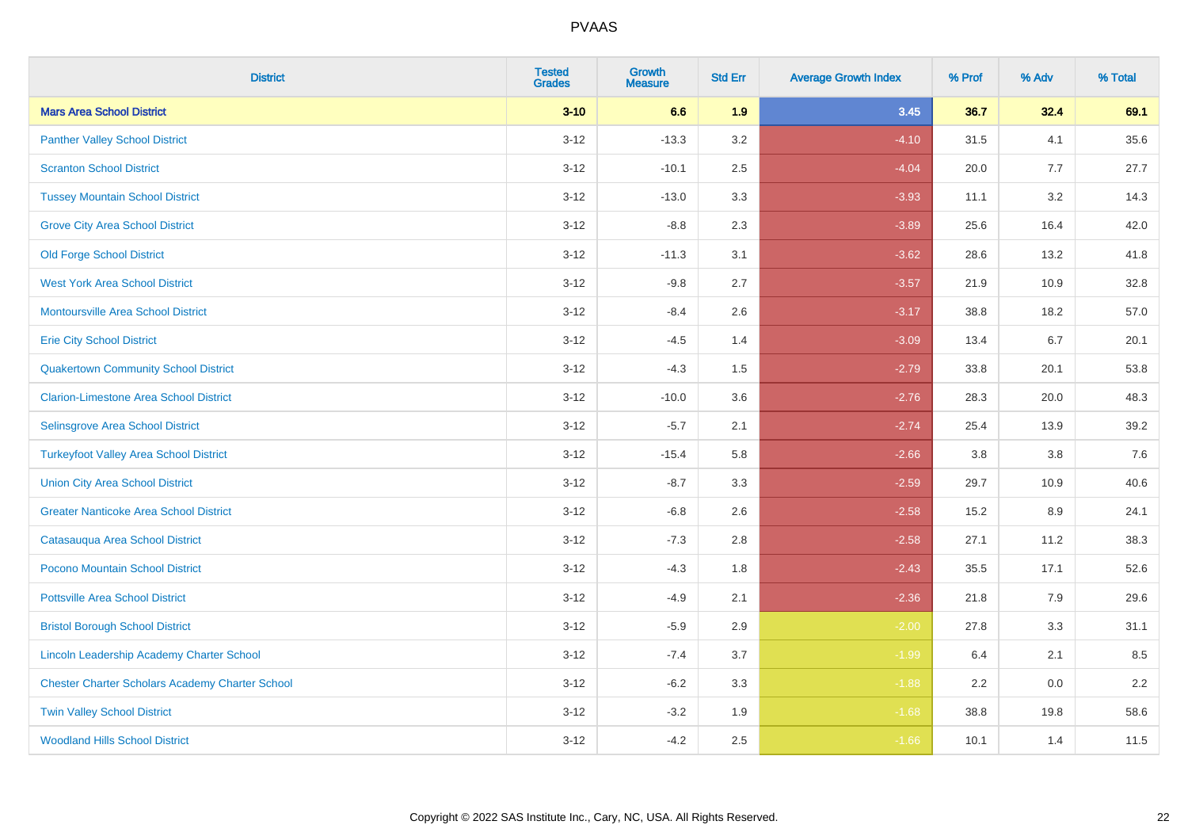# PVAAS

| District | Tested Grades | Growth Measure | Std Err | Average Growth Index | % Prof | % Adv | % Total |
|---|---|---|---|---|---|---|---|
| **Mars Area School District** | **3-10** | **6.6** | **1.9** | **3.45** | **36.7** | **32.4** | **69.1** |
| Panther Valley School District | 3-12 | -13.3 | 3.2 | -4.10 | 31.5 | 4.1 | 35.6 |
| Scranton School District | 3-12 | -10.1 | 2.5 | -4.04 | 20.0 | 7.7 | 27.7 |
| Tussey Mountain School District | 3-12 | -13.0 | 3.3 | -3.93 | 11.1 | 3.2 | 14.3 |
| Grove City Area School District | 3-12 | -8.8 | 2.3 | -3.89 | 25.6 | 16.4 | 42.0 |
| Old Forge School District | 3-12 | -11.3 | 3.1 | -3.62 | 28.6 | 13.2 | 41.8 |
| West York Area School District | 3-12 | -9.8 | 2.7 | -3.57 | 21.9 | 10.9 | 32.8 |
| Montoursville Area School District | 3-12 | -8.4 | 2.6 | -3.17 | 38.8 | 18.2 | 57.0 |
| Erie City School District | 3-12 | -4.5 | 1.4 | -3.09 | 13.4 | 6.7 | 20.1 |
| Quakertown Community School District | 3-12 | -4.3 | 1.5 | -2.79 | 33.8 | 20.1 | 53.8 |
| Clarion-Limestone Area School District | 3-12 | -10.0 | 3.6 | -2.76 | 28.3 | 20.0 | 48.3 |
| Selinsgrove Area School District | 3-12 | -5.7 | 2.1 | -2.74 | 25.4 | 13.9 | 39.2 |
| Turkeyfoot Valley Area School District | 3-12 | -15.4 | 5.8 | -2.66 | 3.8 | 3.8 | 7.6 |
| Union City Area School District | 3-12 | -8.7 | 3.3 | -2.59 | 29.7 | 10.9 | 40.6 |
| Greater Nanticoke Area School District | 3-12 | -6.8 | 2.6 | -2.58 | 15.2 | 8.9 | 24.1 |
| Catasauqua Area School District | 3-12 | -7.3 | 2.8 | -2.58 | 27.1 | 11.2 | 38.3 |
| Pocono Mountain School District | 3-12 | -4.3 | 1.8 | -2.43 | 35.5 | 17.1 | 52.6 |
| Pottsville Area School District | 3-12 | -4.9 | 2.1 | -2.36 | 21.8 | 7.9 | 29.6 |
| Bristol Borough School District | 3-12 | -5.9 | 2.9 | -2.00 | 27.8 | 3.3 | 31.1 |
| Lincoln Leadership Academy Charter School | 3-12 | -7.4 | 3.7 | -1.99 | 6.4 | 2.1 | 8.5 |
| Chester Charter Scholars Academy Charter School | 3-12 | -6.2 | 3.3 | -1.88 | 2.2 | 0.0 | 2.2 |
| Twin Valley School District | 3-12 | -3.2 | 1.9 | -1.68 | 38.8 | 19.8 | 58.6 |
| Woodland Hills School District | 3-12 | -4.2 | 2.5 | -1.66 | 10.1 | 1.4 | 11.5 |

Copyright © 2022 SAS Institute Inc., Cary, NC, USA. All Rights Reserved.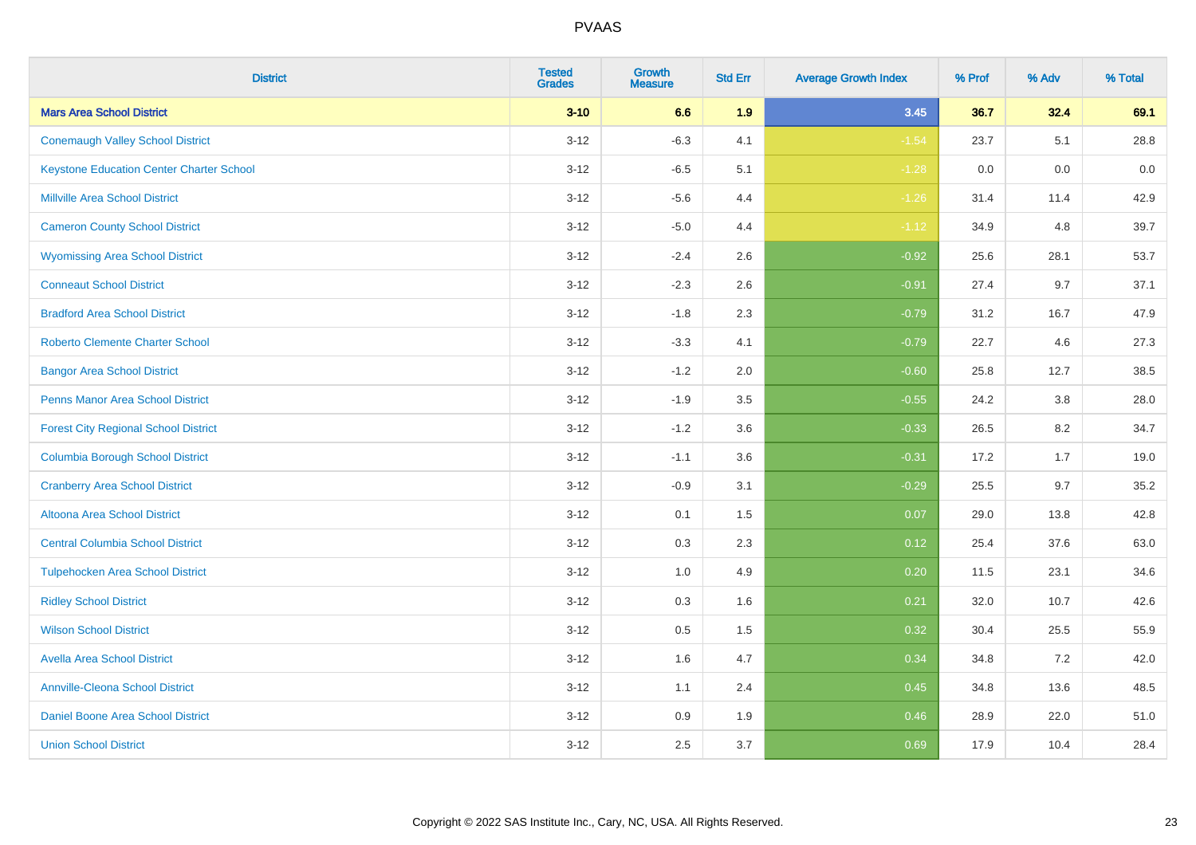# PVAAS

| District | Tested Grades | Growth Measure | Std Err | Average Growth Index | % Prof | % Adv | % Total |
|---|---|---|---|---|---|---|---|
| **Mars Area School District** | **3-10** | **6.6** | **1.9** | **3.45** | **36.7** | **32.4** | **69.1** |
| Conemaugh Valley School District | 3-12 | -6.3 | 4.1 | -1.54 | 23.7 | 5.1 | 28.8 |
| Keystone Education Center Charter School | 3-12 | -6.5 | 5.1 | -1.28 | 0.0 | 0.0 | 0.0 |
| Millville Area School District | 3-12 | -5.6 | 4.4 | -1.26 | 31.4 | 11.4 | 42.9 |
| Cameron County School District | 3-12 | -5.0 | 4.4 | -1.12 | 34.9 | 4.8 | 39.7 |
| Wyomissing Area School District | 3-12 | -2.4 | 2.6 | -0.92 | 25.6 | 28.1 | 53.7 |
| Conneaut School District | 3-12 | -2.3 | 2.6 | -0.91 | 27.4 | 9.7 | 37.1 |
| Bradford Area School District | 3-12 | -1.8 | 2.3 | -0.79 | 31.2 | 16.7 | 47.9 |
| Roberto Clemente Charter School | 3-12 | -3.3 | 4.1 | -0.79 | 22.7 | 4.6 | 27.3 |
| Bangor Area School District | 3-12 | -1.2 | 2.0 | -0.60 | 25.8 | 12.7 | 38.5 |
| Penns Manor Area School District | 3-12 | -1.9 | 3.5 | -0.55 | 24.2 | 3.8 | 28.0 |
| Forest City Regional School District | 3-12 | -1.2 | 3.6 | -0.33 | 26.5 | 8.2 | 34.7 |
| Columbia Borough School District | 3-12 | -1.1 | 3.6 | -0.31 | 17.2 | 1.7 | 19.0 |
| Cranberry Area School District | 3-12 | -0.9 | 3.1 | -0.29 | 25.5 | 9.7 | 35.2 |
| Altoona Area School District | 3-12 | 0.1 | 1.5 | 0.07 | 29.0 | 13.8 | 42.8 |
| Central Columbia School District | 3-12 | 0.3 | 2.3 | 0.12 | 25.4 | 37.6 | 63.0 |
| Tulpehocken Area School District | 3-12 | 1.0 | 4.9 | 0.20 | 11.5 | 23.1 | 34.6 |
| Ridley School District | 3-12 | 0.3 | 1.6 | 0.21 | 32.0 | 10.7 | 42.6 |
| Wilson School District | 3-12 | 0.5 | 1.5 | 0.32 | 30.4 | 25.5 | 55.9 |
| Avella Area School District | 3-12 | 1.6 | 4.7 | 0.34 | 34.8 | 7.2 | 42.0 |
| Annville-Cleona School District | 3-12 | 1.1 | 2.4 | 0.45 | 34.8 | 13.6 | 48.5 |
| Daniel Boone Area School District | 3-12 | 0.9 | 1.9 | 0.46 | 28.9 | 22.0 | 51.0 |
| Union School District | 3-12 | 2.5 | 3.7 | 0.69 | 17.9 | 10.4 | 28.4 |

Copyright © 2022 SAS Institute Inc., Cary, NC, USA. All Rights Reserved.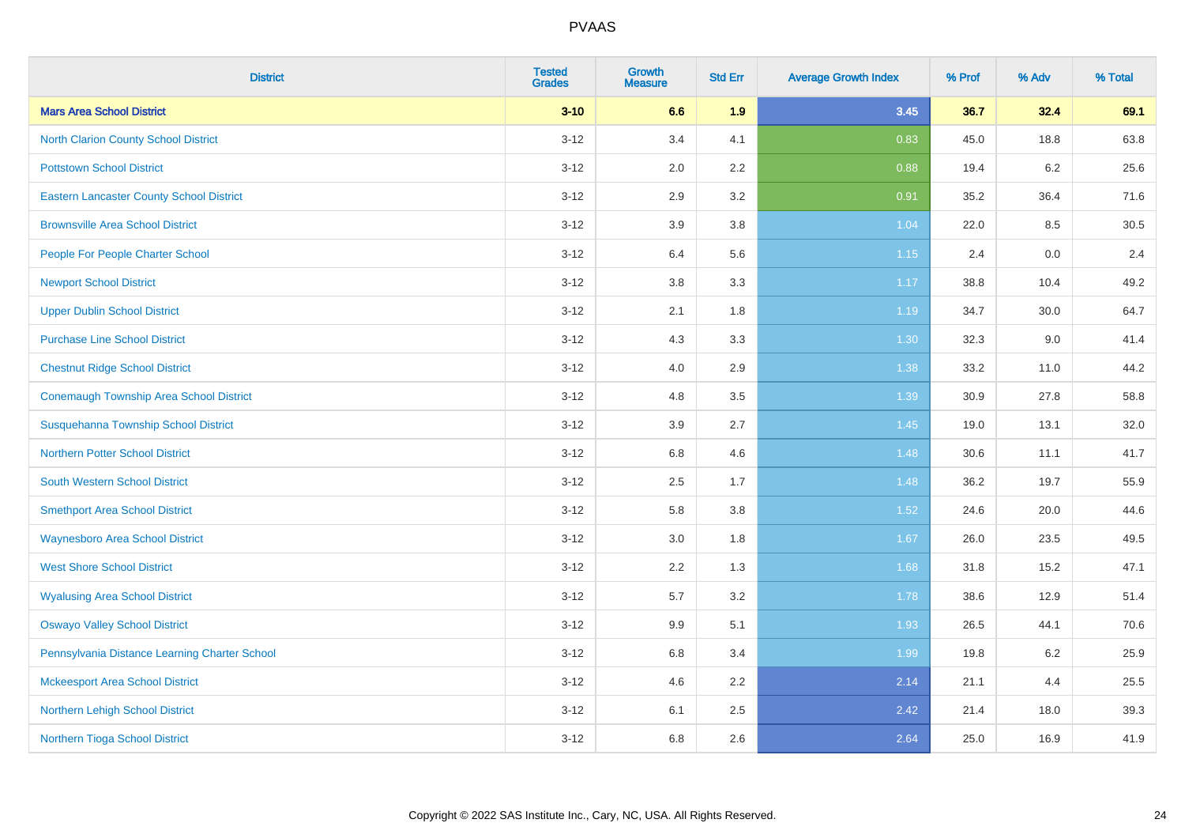# PVAAS

| District | Tested Grades | Growth Measure | Std Err | Average Growth Index | % Prof | % Adv | % Total |
|---|---|---|---|---|---|---|---|
| **Mars Area School District** | **3-10** | **6.6** | **1.9** | **3.45** | **36.7** | **32.4** | **69.1** |
| North Clarion County School District | 3-12 | 3.4 | 4.1 | 0.83 | 45.0 | 18.8 | 63.8 |
| Pottstown School District | 3-12 | 2.0 | 2.2 | 0.88 | 19.4 | 6.2 | 25.6 |
| Eastern Lancaster County School District | 3-12 | 2.9 | 3.2 | 0.91 | 35.2 | 36.4 | 71.6 |
| Brownsville Area School District | 3-12 | 3.9 | 3.8 | 1.04 | 22.0 | 8.5 | 30.5 |
| People For People Charter School | 3-12 | 6.4 | 5.6 | 1.15 | 2.4 | 0.0 | 2.4 |
| Newport School District | 3-12 | 3.8 | 3.3 | 1.17 | 38.8 | 10.4 | 49.2 |
| Upper Dublin School District | 3-12 | 2.1 | 1.8 | 1.19 | 34.7 | 30.0 | 64.7 |
| Purchase Line School District | 3-12 | 4.3 | 3.3 | 1.30 | 32.3 | 9.0 | 41.4 |
| Chestnut Ridge School District | 3-12 | 4.0 | 2.9 | 1.38 | 33.2 | 11.0 | 44.2 |
| Conemaugh Township Area School District | 3-12 | 4.8 | 3.5 | 1.39 | 30.9 | 27.8 | 58.8 |
| Susquehanna Township School District | 3-12 | 3.9 | 2.7 | 1.45 | 19.0 | 13.1 | 32.0 |
| Northern Potter School District | 3-12 | 6.8 | 4.6 | 1.48 | 30.6 | 11.1 | 41.7 |
| South Western School District | 3-12 | 2.5 | 1.7 | 1.48 | 36.2 | 19.7 | 55.9 |
| Smethport Area School District | 3-12 | 5.8 | 3.8 | 1.52 | 24.6 | 20.0 | 44.6 |
| Waynesboro Area School District | 3-12 | 3.0 | 1.8 | 1.67 | 26.0 | 23.5 | 49.5 |
| West Shore School District | 3-12 | 2.2 | 1.3 | 1.68 | 31.8 | 15.2 | 47.1 |
| Wyalusing Area School District | 3-12 | 5.7 | 3.2 | 1.78 | 38.6 | 12.9 | 51.4 |
| Oswayo Valley School District | 3-12 | 9.9 | 5.1 | 1.93 | 26.5 | 44.1 | 70.6 |
| Pennsylvania Distance Learning Charter School | 3-12 | 6.8 | 3.4 | 1.99 | 19.8 | 6.2 | 25.9 |
| Mckeesport Area School District | 3-12 | 4.6 | 2.2 | 2.14 | 21.1 | 4.4 | 25.5 |
| Northern Lehigh School District | 3-12 | 6.1 | 2.5 | 2.42 | 21.4 | 18.0 | 39.3 |
| Northern Tioga School District | 3-12 | 6.8 | 2.6 | 2.64 | 25.0 | 16.9 | 41.9 |

Copyright © 2022 SAS Institute Inc., Cary, NC, USA. All Rights Reserved.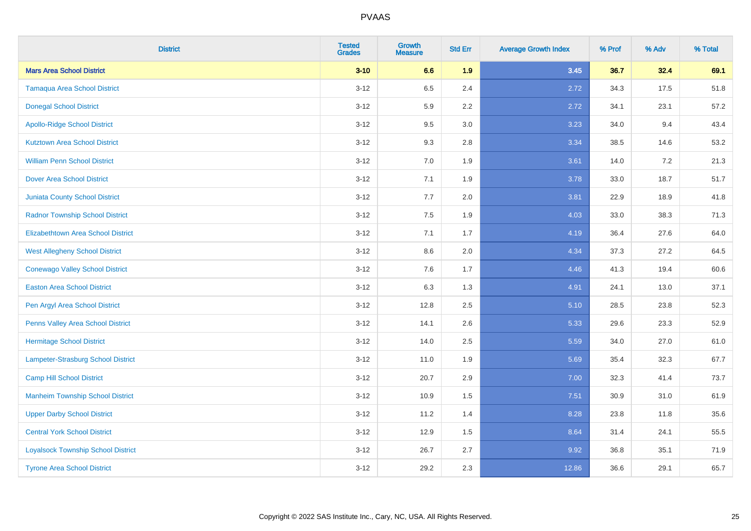| District | Tested Grades | Growth Measure | Std Err | Average Growth Index | % Prof | % Adv | % Total |
|---|---|---|---|---|---|---|---|
| **Mars Area School District** | **3-10** | **6.6** | **1.9** | **3.45** | **36.7** | **32.4** | **69.1** |
| Tamaqua Area School District | 3-12 | 6.5 | 2.4 | 2.72 | 34.3 | 17.5 | 51.8 |
| Donegal School District | 3-12 | 5.9 | 2.2 | 2.72 | 34.1 | 23.1 | 57.2 |
| Apollo-Ridge School District | 3-12 | 9.5 | 3.0 | 3.23 | 34.0 | 9.4 | 43.4 |
| Kutztown Area School District | 3-12 | 9.3 | 2.8 | 3.34 | 38.5 | 14.6 | 53.2 |
| William Penn School District | 3-12 | 7.0 | 1.9 | 3.61 | 14.0 | 7.2 | 21.3 |
| Dover Area School District | 3-12 | 7.1 | 1.9 | 3.78 | 33.0 | 18.7 | 51.7 |
| Juniata County School District | 3-12 | 7.7 | 2.0 | 3.81 | 22.9 | 18.9 | 41.8 |
| Radnor Township School District | 3-12 | 7.5 | 1.9 | 4.03 | 33.0 | 38.3 | 71.3 |
| Elizabethtown Area School District | 3-12 | 7.1 | 1.7 | 4.19 | 36.4 | 27.6 | 64.0 |
| West Allegheny School District | 3-12 | 8.6 | 2.0 | 4.34 | 37.3 | 27.2 | 64.5 |
| Conewago Valley School District | 3-12 | 7.6 | 1.7 | 4.46 | 41.3 | 19.4 | 60.6 |
| Easton Area School District | 3-12 | 6.3 | 1.3 | 4.91 | 24.1 | 13.0 | 37.1 |
| Pen Argyl Area School District | 3-12 | 12.8 | 2.5 | 5.10 | 28.5 | 23.8 | 52.3 |
| Penns Valley Area School District | 3-12 | 14.1 | 2.6 | 5.33 | 29.6 | 23.3 | 52.9 |
| Hermitage School District | 3-12 | 14.0 | 2.5 | 5.59 | 34.0 | 27.0 | 61.0 |
| Lampeter-Strasburg School District | 3-12 | 11.0 | 1.9 | 5.69 | 35.4 | 32.3 | 67.7 |
| Camp Hill School District | 3-12 | 20.7 | 2.9 | 7.00 | 32.3 | 41.4 | 73.7 |
| Manheim Township School District | 3-12 | 10.9 | 1.5 | 7.51 | 30.9 | 31.0 | 61.9 |
| Upper Darby School District | 3-12 | 11.2 | 1.4 | 8.28 | 23.8 | 11.8 | 35.6 |
| Central York School District | 3-12 | 12.9 | 1.5 | 8.64 | 31.4 | 24.1 | 55.5 |
| Loyalsock Township School District | 3-12 | 26.7 | 2.7 | 9.92 | 36.8 | 35.1 | 71.9 |
| Tyrone Area School District | 3-12 | 29.2 | 2.3 | 12.86 | 36.6 | 29.1 | 65.7 |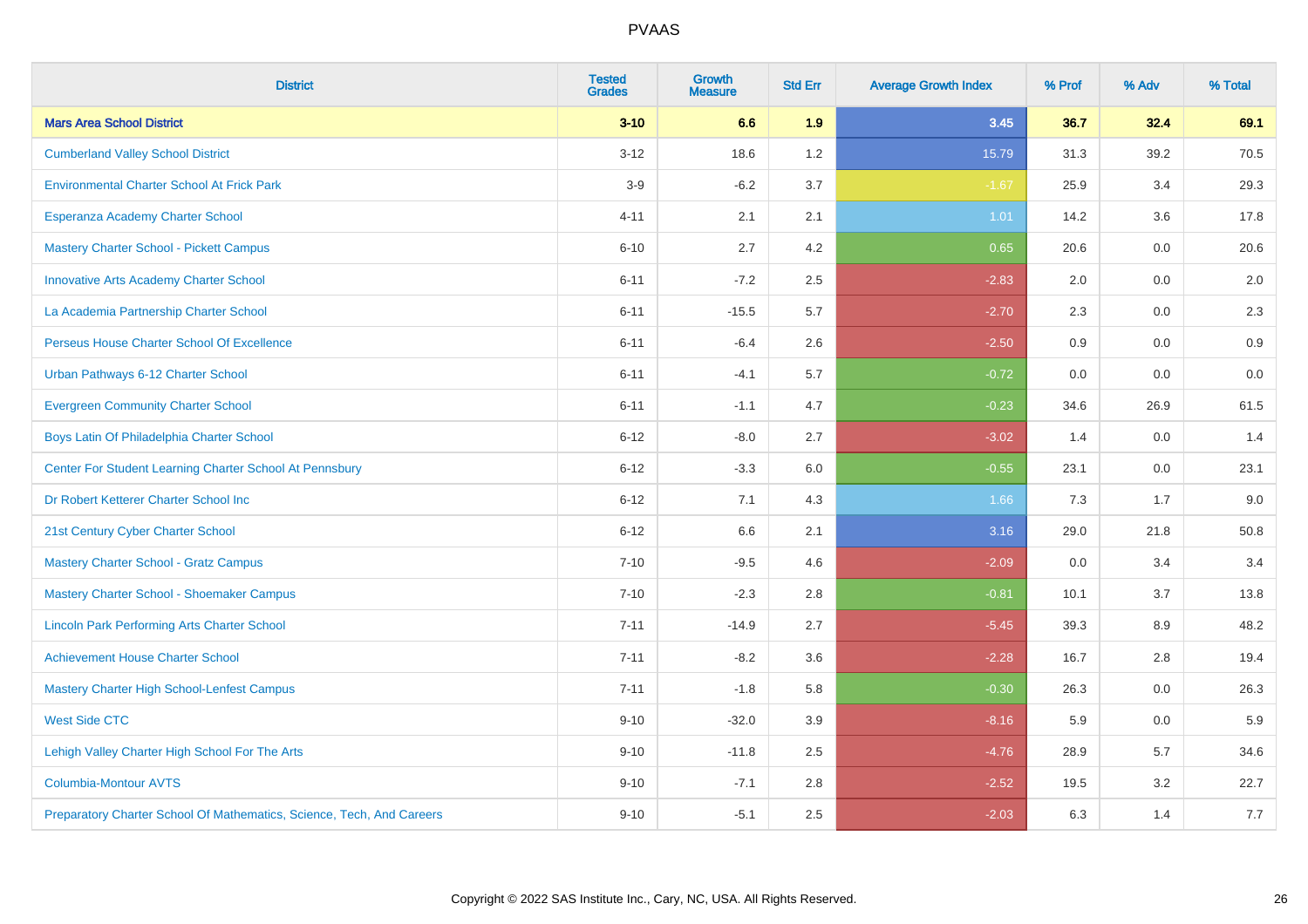# PVAAS

| District | Tested Grades | Growth Measure | Std Err | Average Growth Index | % Prof | % Adv | % Total |
|---|---|---|---|---|---|---|---|
| **Mars Area School District** | **3-10** | **6.6** | **1.9** | **3.45** | **36.7** | **32.4** | **69.1** |
| Cumberland Valley School District | 3-12 | 18.6 | 1.2 | 15.79 | 31.3 | 39.2 | 70.5 |
| Environmental Charter School At Frick Park | 3-9 | -6.2 | 3.7 | -1.67 | 25.9 | 3.4 | 29.3 |
| Esperanza Academy Charter School | 4-11 | 2.1 | 2.1 | 1.01 | 14.2 | 3.6 | 17.8 |
| Mastery Charter School - Pickett Campus | 6-10 | 2.7 | 4.2 | 0.65 | 20.6 | 0.0 | 20.6 |
| Innovative Arts Academy Charter School | 6-11 | -7.2 | 2.5 | -2.83 | 2.0 | 0.0 | 2.0 |
| La Academia Partnership Charter School | 6-11 | -15.5 | 5.7 | -2.70 | 2.3 | 0.0 | 2.3 |
| Perseus House Charter School Of Excellence | 6-11 | -6.4 | 2.6 | -2.50 | 0.9 | 0.0 | 0.9 |
| Urban Pathways 6-12 Charter School | 6-11 | -4.1 | 5.7 | -0.72 | 0.0 | 0.0 | 0.0 |
| Evergreen Community Charter School | 6-11 | -1.1 | 4.7 | -0.23 | 34.6 | 26.9 | 61.5 |
| Boys Latin Of Philadelphia Charter School | 6-12 | -8.0 | 2.7 | -3.02 | 1.4 | 0.0 | 1.4 |
| Center For Student Learning Charter School At Pennsbury | 6-12 | -3.3 | 6.0 | -0.55 | 23.1 | 0.0 | 23.1 |
| Dr Robert Ketterer Charter School Inc | 6-12 | 7.1 | 4.3 | 1.66 | 7.3 | 1.7 | 9.0 |
| 21st Century Cyber Charter School | 6-12 | 6.6 | 2.1 | 3.16 | 29.0 | 21.8 | 50.8 |
| Mastery Charter School - Gratz Campus | 7-10 | -9.5 | 4.6 | -2.09 | 0.0 | 3.4 | 3.4 |
| Mastery Charter School - Shoemaker Campus | 7-10 | -2.3 | 2.8 | -0.81 | 10.1 | 3.7 | 13.8 |
| Lincoln Park Performing Arts Charter School | 7-11 | -14.9 | 2.7 | -5.45 | 39.3 | 8.9 | 48.2 |
| Achievement House Charter School | 7-11 | -8.2 | 3.6 | -2.28 | 16.7 | 2.8 | 19.4 |
| Mastery Charter High School-Lenfest Campus | 7-11 | -1.8 | 5.8 | -0.30 | 26.3 | 0.0 | 26.3 |
| West Side CTC | 9-10 | -32.0 | 3.9 | -8.16 | 5.9 | 0.0 | 5.9 |
| Lehigh Valley Charter High School For The Arts | 9-10 | -11.8 | 2.5 | -4.76 | 28.9 | 5.7 | 34.6 |
| Columbia-Montour AVTS | 9-10 | -7.1 | 2.8 | -2.52 | 19.5 | 3.2 | 22.7 |
| Preparatory Charter School Of Mathematics, Science, Tech, And Careers | 9-10 | -5.1 | 2.5 | -2.03 | 6.3 | 1.4 | 7.7 |

Copyright © 2022 SAS Institute Inc., Cary, NC, USA. All Rights Reserved.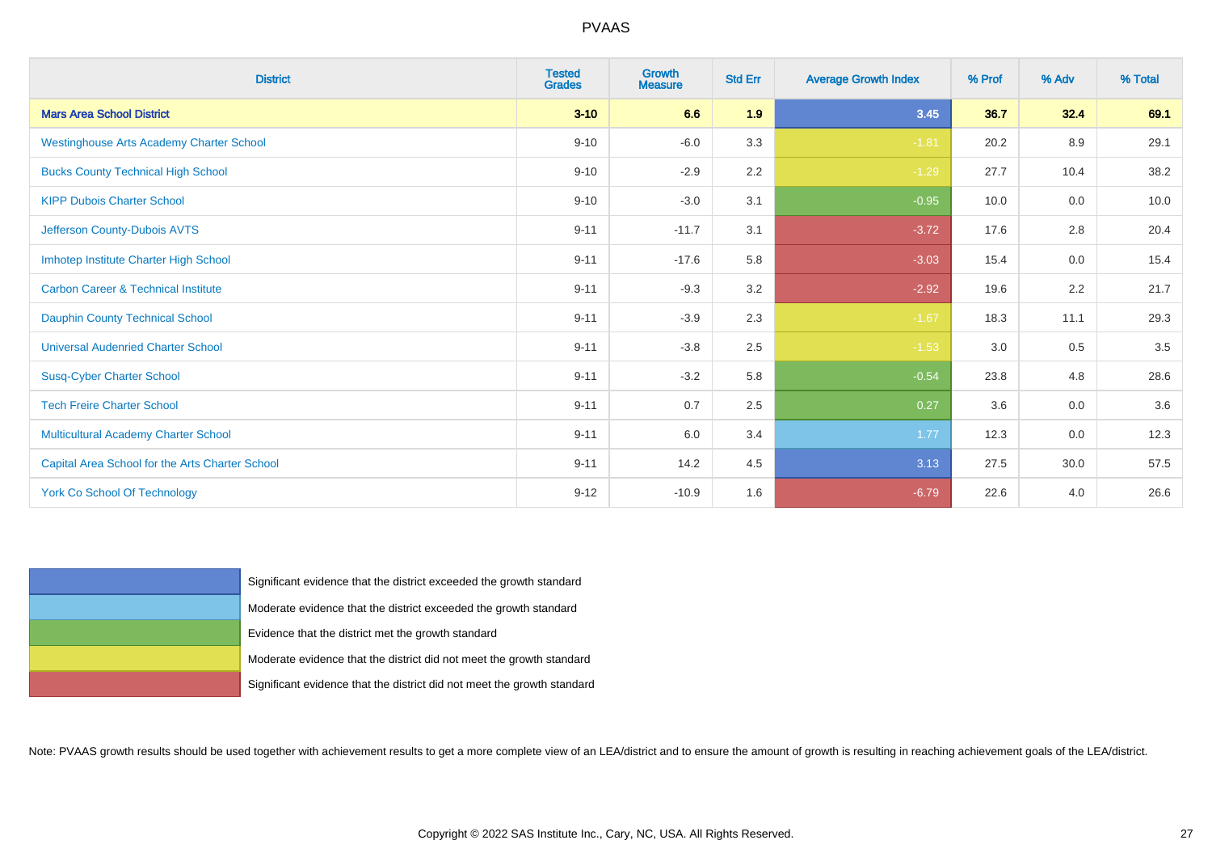PVAAS

| District | Tested Grades | Growth Measure | Std Err | Average Growth Index | % Prof | % Adv | % Total |
|---|---|---|---|---|---|---|---|
| **Mars Area School District** | **3-10** | **6.6** | **1.9** | **3.45** | **36.7** | **32.4** | **69.1** |
| Westinghouse Arts Academy Charter School | 9-10 | -6.0 | 3.3 | -1.81 | 20.2 | 8.9 | 29.1 |
| Bucks County Technical High School | 9-10 | -2.9 | 2.2 | -1.29 | 27.7 | 10.4 | 38.2 |
| KIPP Dubois Charter School | 9-10 | -3.0 | 3.1 | -0.95 | 10.0 | 0.0 | 10.0 |
| Jefferson County-Dubois AVTS | 9-11 | -11.7 | 3.1 | -3.72 | 17.6 | 2.8 | 20.4 |
| Imhotep Institute Charter High School | 9-11 | -17.6 | 5.8 | -3.03 | 15.4 | 0.0 | 15.4 |
| Carbon Career & Technical Institute | 9-11 | -9.3 | 3.2 | -2.92 | 19.6 | 2.2 | 21.7 |
| Dauphin County Technical School | 9-11 | -3.9 | 2.3 | -1.67 | 18.3 | 11.1 | 29.3 |
| Universal Audenried Charter School | 9-11 | -3.8 | 2.5 | -1.53 | 3.0 | 0.5 | 3.5 |
| Susq-Cyber Charter School | 9-11 | -3.2 | 5.8 | -0.54 | 23.8 | 4.8 | 28.6 |
| Tech Freire Charter School | 9-11 | 0.7 | 2.5 | 0.27 | 3.6 | 0.0 | 3.6 |
| Multicultural Academy Charter School | 9-11 | 6.0 | 3.4 | 1.77 | 12.3 | 0.0 | 12.3 |
| Capital Area School for the Arts Charter School | 9-11 | 14.2 | 4.5 | 3.13 | 27.5 | 30.0 | 57.5 |
| York Co School Of Technology | 9-12 | -10.9 | 1.6 | -6.79 | 22.6 | 4.0 | 26.6 |

Significant evidence that the district exceeded the growth standard

Moderate evidence that the district exceeded the growth standard

Evidence that the district met the growth standard

Moderate evidence that the district did not meet the growth standard

Significant evidence that the district did not meet the growth standard

Note: PVAAS growth results should be used together with achievement results to get a more complete view of an LEA/district and to ensure the amount of growth is resulting in reaching achievement goals of the LEA/district.

Copyright © 2022 SAS Institute Inc., Cary, NC, USA. All Rights Reserved.